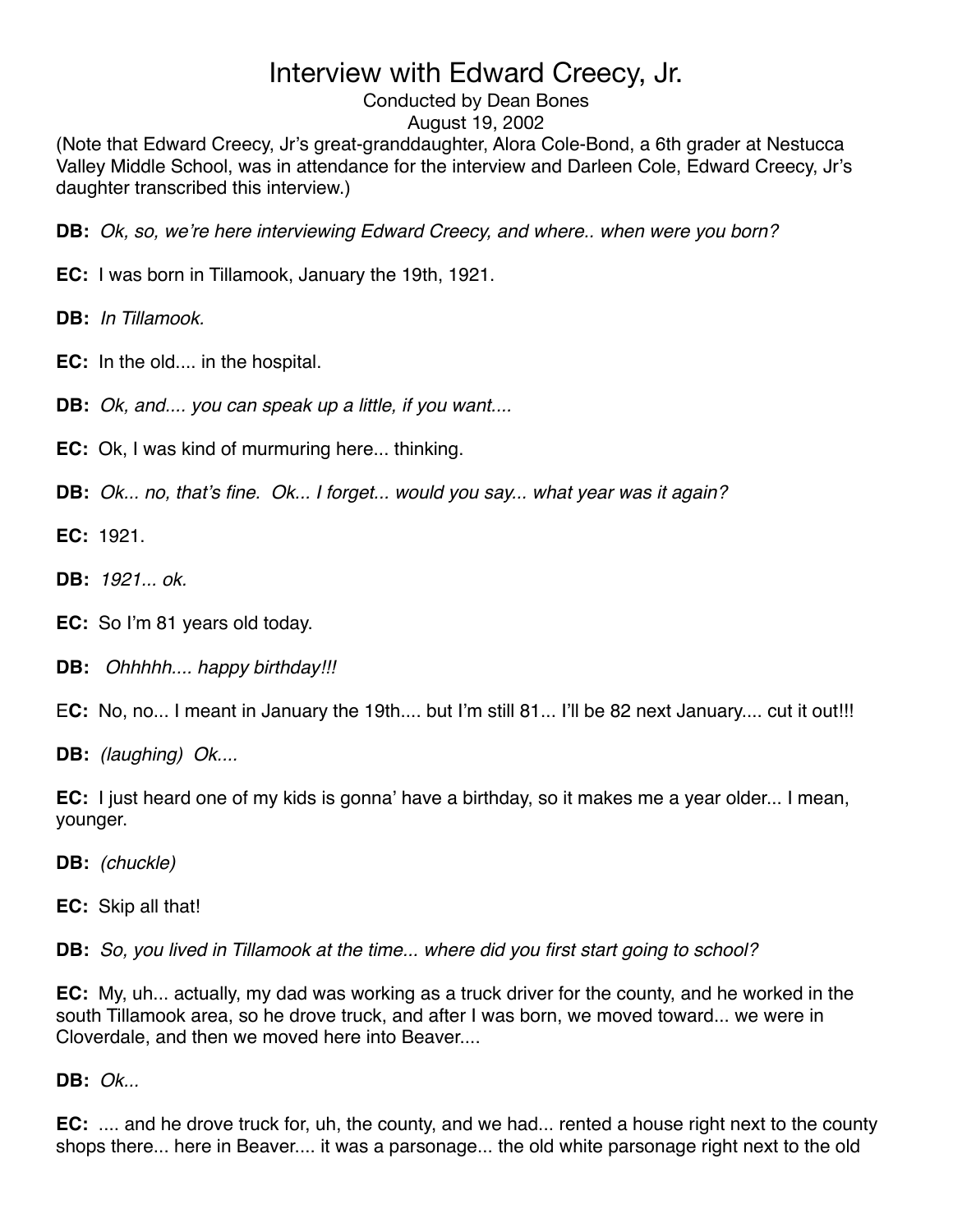# Interview with Edward Creecy, Jr.

Conducted by Dean Bones

August 19, 2002

(Note that Edward Creecy, Jr's great-granddaughter, Alora Cole-Bond, a 6th grader at Nestucca Valley Middle School, was in attendance for the interview and Darleen Cole, Edward Creecy, Jr's daughter transcribed this interview.)

**DB:** *Ok, so, we're here interviewing Edward Creecy, and where.. when were you born?*

**EC:** I was born in Tillamook, January the 19th, 1921.

**DB:** *In Tillamook.*

**EC:** In the old.... in the hospital.

**DB:** *Ok, and.... you can speak up a little, if you want....*

**EC:** Ok, I was kind of murmuring here... thinking.

**DB:** *Ok... no, that's fine. Ok... I forget... would you say... what year was it again?*

**EC:** 1921.

**DB:** *1921... ok.*

**EC:** So I'm 81 years old today.

**DB:** *Ohhhhh.... happy birthday!!!*

E**C:** No, no... I meant in January the 19th.... but I'm still 81... I'll be 82 next January.... cut it out!!!

**DB:** *(laughing) Ok....*

**EC:** I just heard one of my kids is gonna' have a birthday, so it makes me a year older... I mean, younger.

**DB:** *(chuckle)*

**EC:** Skip all that!

**DB:** *So, you lived in Tillamook at the time... where did you first start going to school?*

**EC:** My, uh... actually, my dad was working as a truck driver for the county, and he worked in the south Tillamook area, so he drove truck, and after I was born, we moved toward... we were in Cloverdale, and then we moved here into Beaver....

**DB:** *Ok...*

**EC:** .... and he drove truck for, uh, the county, and we had... rented a house right next to the county shops there... here in Beaver.... it was a parsonage... the old white parsonage right next to the old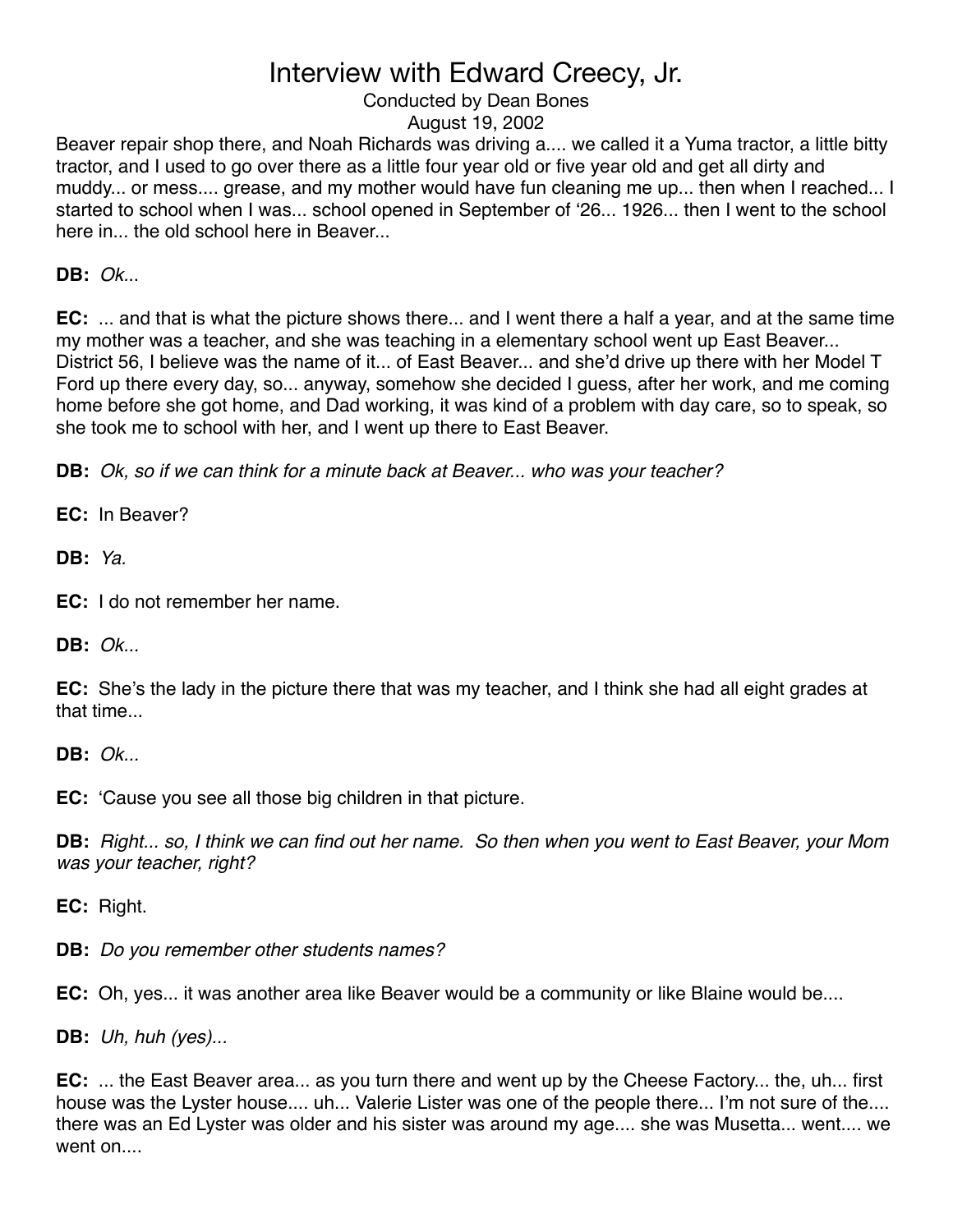Beaver repair shop there, and Noah Richards was driving a.... we called it a Yuma tractor, a little bitty tractor, and I used to go over there as a little four year old or five year old and get all dirty and muddy... or mess.... grease, and my mother would have fun cleaning me up... then when I reached... I started to school when I was... school opened in September of '26... 1926... then I went to the school here in... the old school here in Beaver...

**DB:** *Ok...*

**EC:** ... and that is what the picture shows there... and I went there a half a year, and at the same time my mother was a teacher, and she was teaching in a elementary school went up East Beaver... District 56, I believe was the name of it... of East Beaver... and she'd drive up there with her Model T Ford up there every day, so... anyway, somehow she decided I guess, after her work, and me coming home before she got home, and Dad working, it was kind of a problem with day care, so to speak, so she took me to school with her, and I went up there to East Beaver.

**DB:** *Ok, so if we can think for a minute back at Beaver... who was your teacher?*

**EC:** In Beaver?

**DB:** *Ya.*

**EC:** I do not remember her name.

**DB:** *Ok...*

**EC:** She's the lady in the picture there that was my teacher, and I think she had all eight grades at that time...

**DB:** *Ok...*

**EC:** 'Cause you see all those big children in that picture.

**DB:** *Right... so, I think we can find out her name. So then when you went to East Beaver, your Mom was your teacher, right?*

**EC:** Right.

**DB:** *Do you remember other students names?*

**EC:** Oh, yes... it was another area like Beaver would be a community or like Blaine would be....

**DB:** *Uh, huh (yes)...*

**EC:** ... the East Beaver area... as you turn there and went up by the Cheese Factory... the, uh... first house was the Lyster house.... uh... Valerie Lister was one of the people there... I'm not sure of the.... there was an Ed Lyster was older and his sister was around my age.... she was Musetta... went.... we went on....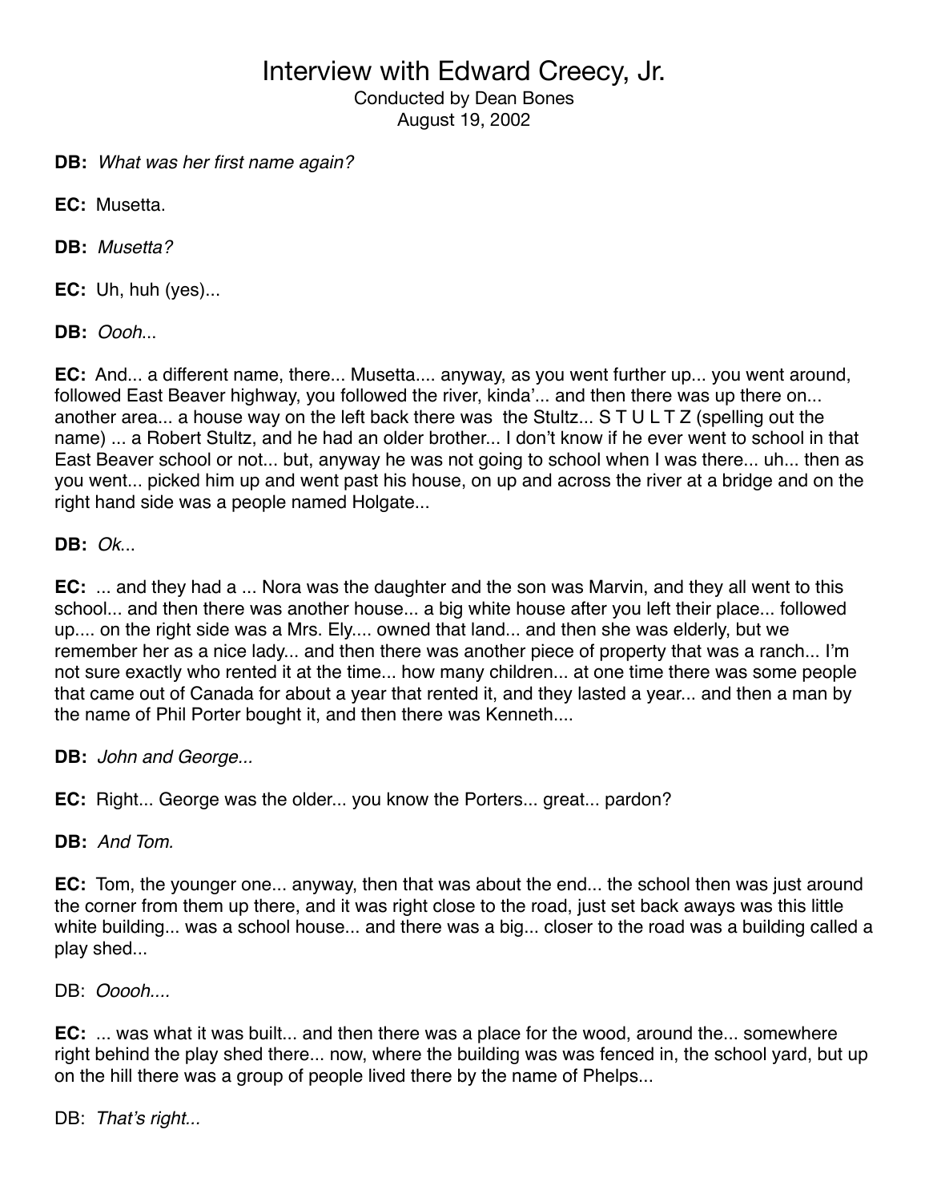# Interview with Edward Creecy, Jr.

Conducted by Dean Bones
August 19, 2002

**DB:** *What was her first name again?*

**EC:** Musetta.

**DB:** *Musetta?*

**EC:** Uh, huh (yes)...

**DB:** *Oooh*...

**EC:** And... a different name, there... Musetta.... anyway, as you went further up... you went around, followed East Beaver highway, you followed the river, kinda'... and then there was up there on... another area... a house way on the left back there was the Stultz... S T U L T Z (spelling out the name) ... a Robert Stultz, and he had an older brother... I don't know if he ever went to school in that East Beaver school or not... but, anyway he was not going to school when I was there... uh... then as you went... picked him up and went past his house, on up and across the river at a bridge and on the right hand side was a people named Holgate...

**DB:** *Ok*...

**EC:** ... and they had a ... Nora was the daughter and the son was Marvin, and they all went to this school... and then there was another house... a big white house after you left their place... followed up.... on the right side was a Mrs. Ely.... owned that land... and then she was elderly, but we remember her as a nice lady... and then there was another piece of property that was a ranch... I'm not sure exactly who rented it at the time... how many children... at one time there was some people that came out of Canada for about a year that rented it, and they lasted a year... and then a man by the name of Phil Porter bought it, and then there was Kenneth....

**DB:** *John and George...*

**EC:** Right... George was the older... you know the Porters... great... pardon?

**DB:** *And Tom.*

**EC:** Tom, the younger one... anyway, then that was about the end... the school then was just around the corner from them up there, and it was right close to the road, just set back aways was this little white building... was a school house... and there was a big... closer to the road was a building called a play shed...

DB: *Ooooh....*

**EC:** ... was what it was built... and then there was a place for the wood, around the... somewhere right behind the play shed there... now, where the building was was fenced in, the school yard, but up on the hill there was a group of people lived there by the name of Phelps...

DB: *That's right...*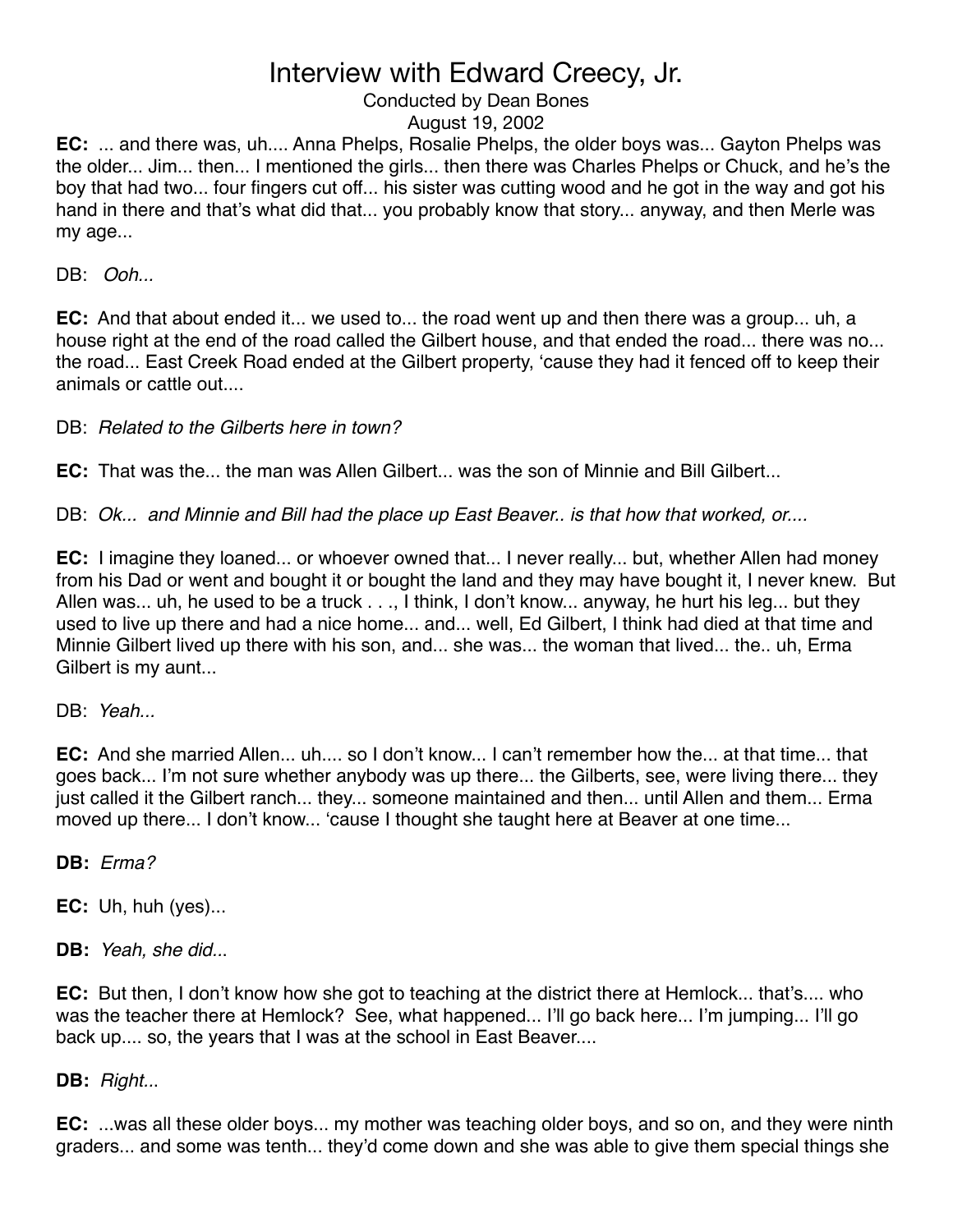**EC:** ... and there was, uh.... Anna Phelps, Rosalie Phelps, the older boys was... Gayton Phelps was the older... Jim... then... I mentioned the girls... then there was Charles Phelps or Chuck, and he's the boy that had two... four fingers cut off... his sister was cutting wood and he got in the way and got his hand in there and that's what did that... you probably know that story... anyway, and then Merle was my age...

DB: *Ooh...*

**EC:** And that about ended it... we used to... the road went up and then there was a group... uh, a house right at the end of the road called the Gilbert house, and that ended the road... there was no... the road... East Creek Road ended at the Gilbert property, 'cause they had it fenced off to keep their animals or cattle out....

DB: *Related to the Gilberts here in town?*

**EC:** That was the... the man was Allen Gilbert... was the son of Minnie and Bill Gilbert...

DB: *Ok... and Minnie and Bill had the place up East Beaver.. is that how that worked, or....*

**EC:** I imagine they loaned... or whoever owned that... I never really... but, whether Allen had money from his Dad or went and bought it or bought the land and they may have bought it, I never knew. But Allen was... uh, he used to be a truck . . ., I think, I don't know... anyway, he hurt his leg... but they used to live up there and had a nice home... and... well, Ed Gilbert, I think had died at that time and Minnie Gilbert lived up there with his son, and... she was... the woman that lived... the.. uh, Erma Gilbert is my aunt...

DB: *Yeah...*

**EC:** And she married Allen... uh.... so I don't know... I can't remember how the... at that time... that goes back... I'm not sure whether anybody was up there... the Gilberts, see, were living there... they just called it the Gilbert ranch... they... someone maintained and then... until Allen and them... Erma moved up there... I don't know... 'cause I thought she taught here at Beaver at one time...

**DB:** *Erma?*

**EC:** Uh, huh (yes)...

**DB:** *Yeah, she did...*

**EC:** But then, I don't know how she got to teaching at the district there at Hemlock... that's.... who was the teacher there at Hemlock? See, what happened... I'll go back here... I'm jumping... I'll go back up.... so, the years that I was at the school in East Beaver....

**DB:** *Right...*

**EC:** ...was all these older boys... my mother was teaching older boys, and so on, and they were ninth graders... and some was tenth... they'd come down and she was able to give them special things she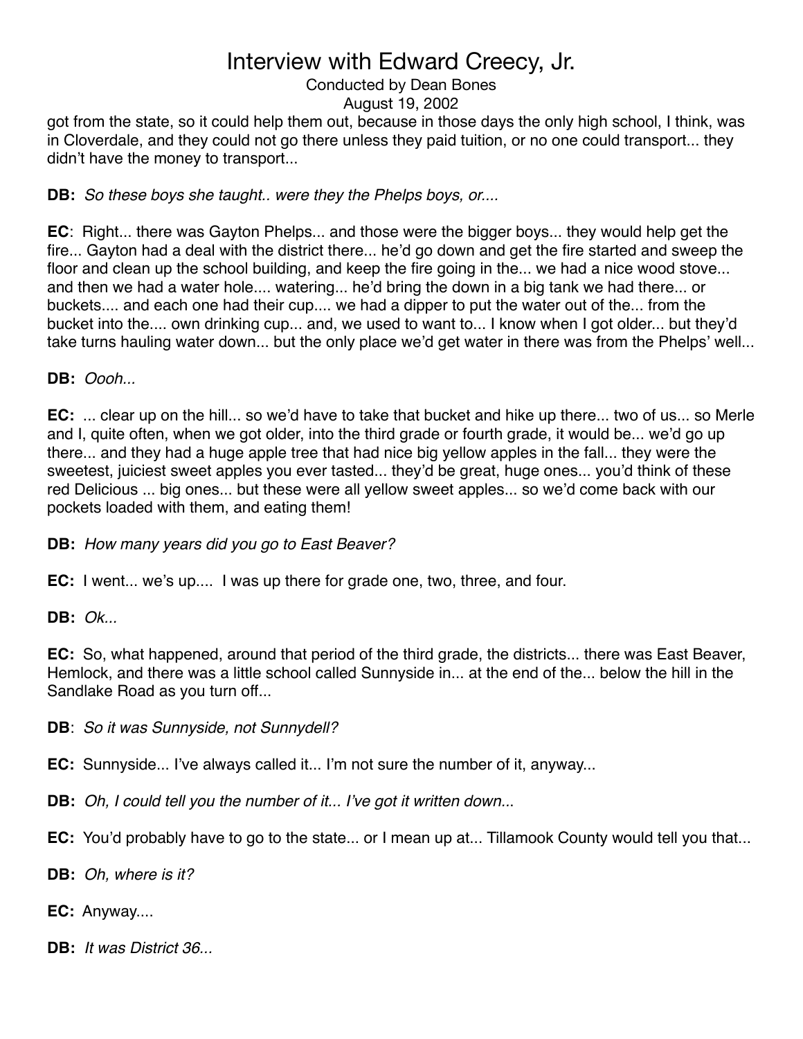got from the state, so it could help them out, because in those days the only high school, I think, was in Cloverdale, and they could not go there unless they paid tuition, or no one could transport... they didn't have the money to transport...

**DB:** *So these boys she taught.. were they the Phelps boys, or....*

**EC**: Right... there was Gayton Phelps... and those were the bigger boys... they would help get the fire... Gayton had a deal with the district there... he'd go down and get the fire started and sweep the floor and clean up the school building, and keep the fire going in the... we had a nice wood stove... and then we had a water hole.... watering... he'd bring the down in a big tank we had there... or buckets.... and each one had their cup.... we had a dipper to put the water out of the... from the bucket into the.... own drinking cup... and, we used to want to... I know when I got older... but they'd take turns hauling water down... but the only place we'd get water in there was from the Phelps' well...

**DB:** *Oooh...*

**EC:** ... clear up on the hill... so we'd have to take that bucket and hike up there... two of us... so Merle and I, quite often, when we got older, into the third grade or fourth grade, it would be... we'd go up there... and they had a huge apple tree that had nice big yellow apples in the fall... they were the sweetest, juiciest sweet apples you ever tasted... they'd be great, huge ones... you'd think of these red Delicious ... big ones... but these were all yellow sweet apples... so we'd come back with our pockets loaded with them, and eating them!

**DB:** *How many years did you go to East Beaver?*

**EC:** I went... we's up.... I was up there for grade one, two, three, and four.

**DB:** *Ok...*

**EC:** So, what happened, around that period of the third grade, the districts... there was East Beaver, Hemlock, and there was a little school called Sunnyside in... at the end of the... below the hill in the Sandlake Road as you turn off...

**DB**: *So it was Sunnyside, not Sunnydell?*

**EC:** Sunnyside... I've always called it... I'm not sure the number of it, anyway...

**DB:** *Oh, I could tell you the number of it... I've got it written down...*

**EC:** You'd probably have to go to the state... or I mean up at... Tillamook County would tell you that...

**DB:** *Oh, where is it?*

**EC:** Anyway....

**DB:** *It was District 36...*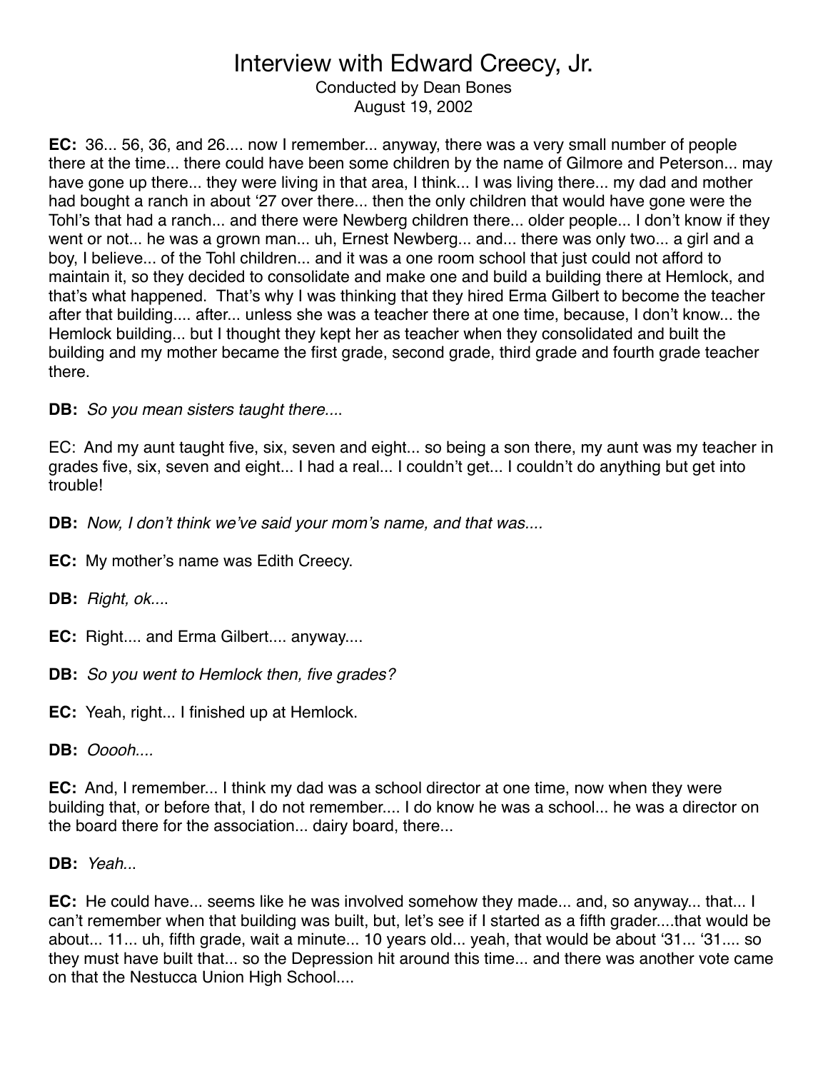# Interview with Edward Creecy, Jr.

Conducted by Dean Bones
August 19, 2002

**EC:** 36... 56, 36, and 26.... now I remember... anyway, there was a very small number of people there at the time... there could have been some children by the name of Gilmore and Peterson... may have gone up there... they were living in that area, I think... I was living there... my dad and mother had bought a ranch in about '27 over there... then the only children that would have gone were the Tohl's that had a ranch... and there were Newberg children there... older people... I don't know if they went or not... he was a grown man... uh, Ernest Newberg... and... there was only two... a girl and a boy, I believe... of the Tohl children... and it was a one room school that just could not afford to maintain it, so they decided to consolidate and make one and build a building there at Hemlock, and that's what happened. That's why I was thinking that they hired Erma Gilbert to become the teacher after that building.... after... unless she was a teacher there at one time, because, I don't know... the Hemlock building... but I thought they kept her as teacher when they consolidated and built the building and my mother became the first grade, second grade, third grade and fourth grade teacher there.

**DB:** *So you mean sisters taught there....*

EC: And my aunt taught five, six, seven and eight... so being a son there, my aunt was my teacher in grades five, six, seven and eight... I had a real... I couldn't get... I couldn't do anything but get into trouble!

**DB:** *Now, I don't think we've said your mom's name, and that was....*

**EC:** My mother's name was Edith Creecy.

**DB:** *Right, ok....*

**EC:** Right.... and Erma Gilbert.... anyway....

**DB:** *So you went to Hemlock then, five grades?*

**EC:** Yeah, right... I finished up at Hemlock.

**DB:** *Ooooh....*

**EC:** And, I remember... I think my dad was a school director at one time, now when they were building that, or before that, I do not remember.... I do know he was a school... he was a director on the board there for the association... dairy board, there...

**DB:** *Yeah...*

**EC:** He could have... seems like he was involved somehow they made... and, so anyway... that... I can't remember when that building was built, but, let's see if I started as a fifth grader....that would be about... 11... uh, fifth grade, wait a minute... 10 years old... yeah, that would be about '31... '31.... so they must have built that... so the Depression hit around this time... and there was another vote came on that the Nestucca Union High School....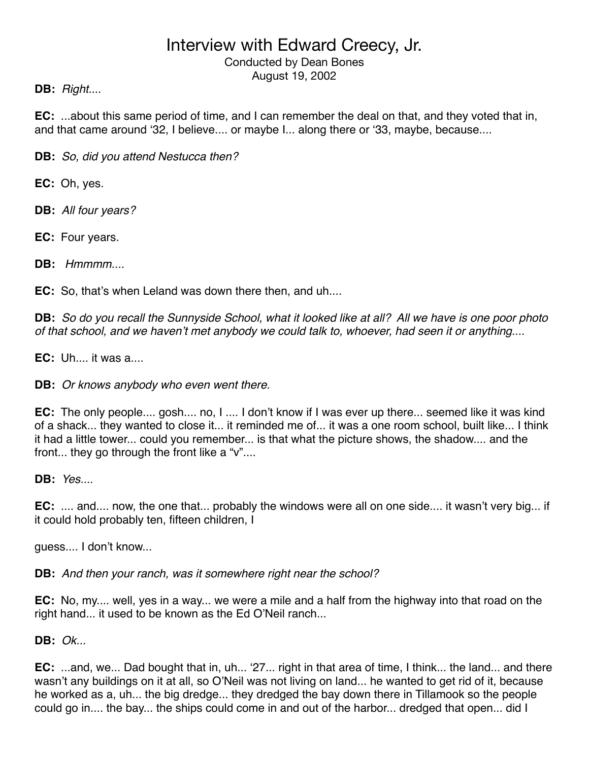**DB:** *Right....*

**EC:** ...about this same period of time, and I can remember the deal on that, and they voted that in, and that came around '32, I believe.... or maybe I... along there or '33, maybe, because....

**DB:** *So, did you attend Nestucca then?*

**EC:** Oh, yes.

**DB:** *All four years?*

**EC:** Four years.

**DB:** *Hmmmm....*

**EC:** So, that's when Leland was down there then, and uh....

**DB:** *So do you recall the Sunnyside School, what it looked like at all? All we have is one poor photo of that school, and we haven't met anybody we could talk to, whoever, had seen it or anything....*

**EC:** Uh.... it was a....

**DB:** *Or knows anybody who even went there.*

**EC:** The only people.... gosh.... no, I .... I don't know if I was ever up there... seemed like it was kind of a shack... they wanted to close it... it reminded me of... it was a one room school, built like... I think it had a little tower... could you remember... is that what the picture shows, the shadow.... and the front... they go through the front like a "v"....

**DB:** *Yes....*

**EC:** .... and.... now, the one that... probably the windows were all on one side.... it wasn't very big... if it could hold probably ten, fifteen children, I

guess.... I don't know...

**DB:** *And then your ranch, was it somewhere right near the school?*

**EC:** No, my.... well, yes in a way... we were a mile and a half from the highway into that road on the right hand... it used to be known as the Ed O'Neil ranch...

**DB:** *Ok...*

**EC:** ...and, we... Dad bought that in, uh... '27... right in that area of time, I think... the land... and there wasn't any buildings on it at all, so O'Neil was not living on land... he wanted to get rid of it, because he worked as a, uh... the big dredge... they dredged the bay down there in Tillamook so the people could go in.... the bay... the ships could come in and out of the harbor... dredged that open... did I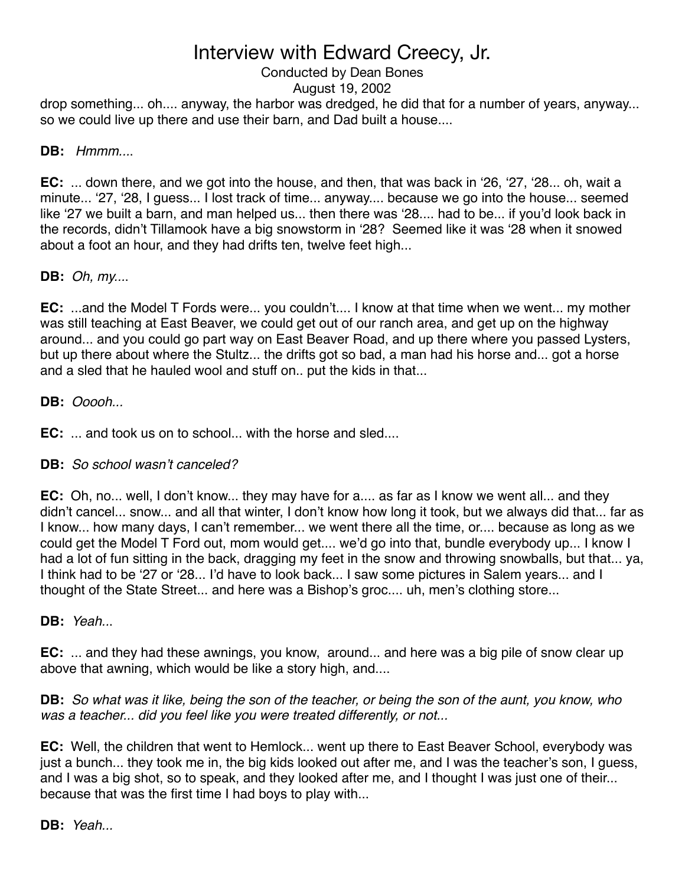drop something... oh.... anyway, the harbor was dredged, he did that for a number of years, anyway... so we could live up there and use their barn, and Dad built a house....

**DB:** *Hmmm....*

**EC:** ... down there, and we got into the house, and then, that was back in '26, '27, '28... oh, wait a minute... '27, '28, I guess... I lost track of time... anyway.... because we go into the house... seemed like '27 we built a barn, and man helped us... then there was '28.... had to be... if you'd look back in the records, didn't Tillamook have a big snowstorm in '28? Seemed like it was '28 when it snowed about a foot an hour, and they had drifts ten, twelve feet high...

**DB:** *Oh, my....*

**EC:** ...and the Model T Fords were... you couldn't.... I know at that time when we went... my mother was still teaching at East Beaver, we could get out of our ranch area, and get up on the highway around... and you could go part way on East Beaver Road, and up there where you passed Lysters, but up there about where the Stultz... the drifts got so bad, a man had his horse and... got a horse and a sled that he hauled wool and stuff on.. put the kids in that...

**DB:** *Ooooh...*

**EC:** ... and took us on to school... with the horse and sled....

**DB:** *So school wasn't canceled?*

**EC:** Oh, no... well, I don't know... they may have for a.... as far as I know we went all... and they didn't cancel... snow... and all that winter, I don't know how long it took, but we always did that... far as I know... how many days, I can't remember... we went there all the time, or.... because as long as we could get the Model T Ford out, mom would get.... we'd go into that, bundle everybody up... I know I had a lot of fun sitting in the back, dragging my feet in the snow and throwing snowballs, but that... ya, I think had to be '27 or '28... I'd have to look back... I saw some pictures in Salem years... and I thought of the State Street... and here was a Bishop's groc.... uh, men's clothing store...

**DB:** *Yeah...*

**EC:** ... and they had these awnings, you know, around... and here was a big pile of snow clear up above that awning, which would be like a story high, and....

**DB:** *So what was it like, being the son of the teacher, or being the son of the aunt, you know, who was a teacher... did you feel like you were treated differently, or not...*

**EC:** Well, the children that went to Hemlock... went up there to East Beaver School, everybody was just a bunch... they took me in, the big kids looked out after me, and I was the teacher's son, I guess, and I was a big shot, so to speak, and they looked after me, and I thought I was just one of their... because that was the first time I had boys to play with...

**DB:** *Yeah...*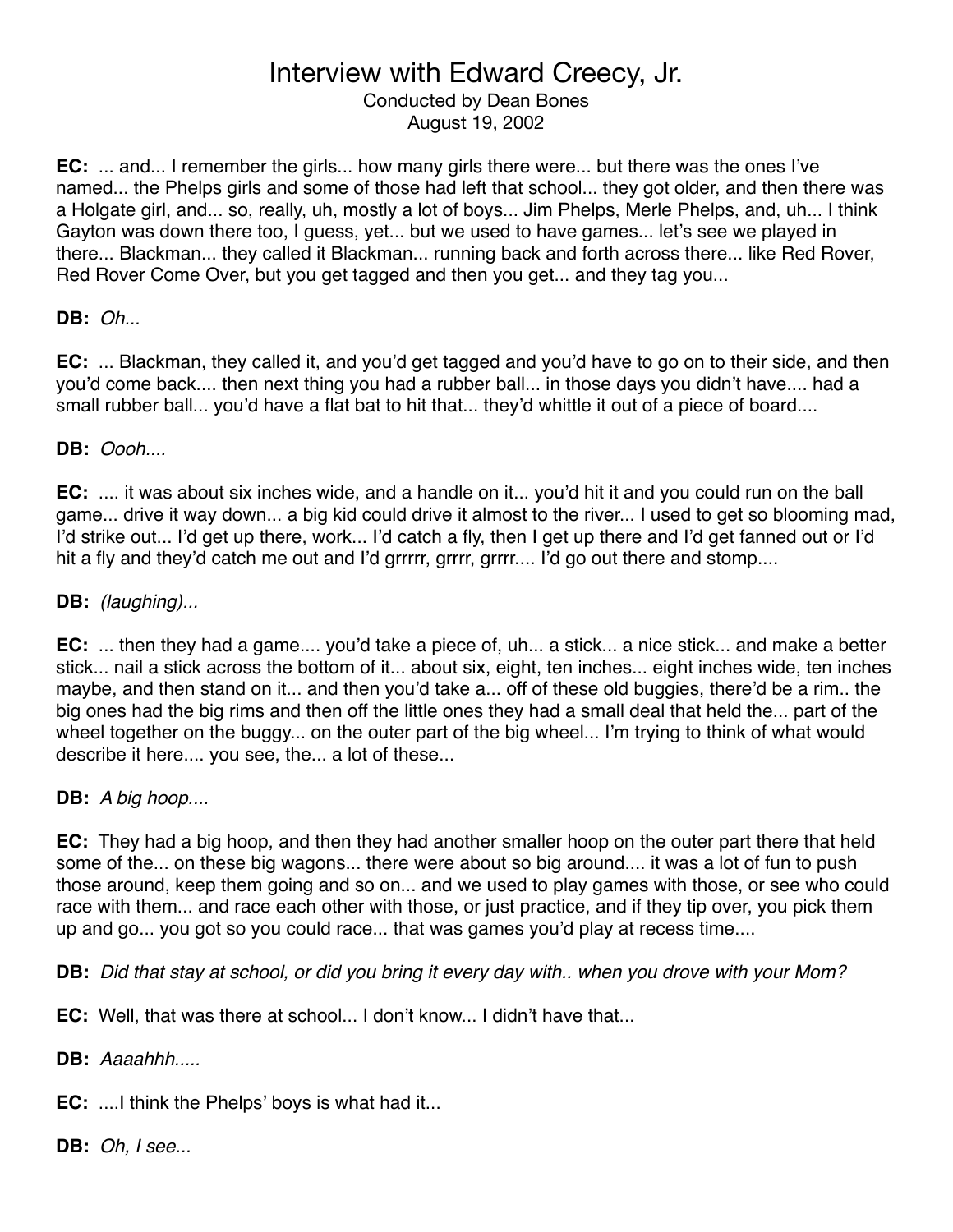# Interview with Edward Creecy, Jr.

Conducted by Dean Bones
August 19, 2002

**EC:** ... and... I remember the girls... how many girls there were... but there was the ones I've named... the Phelps girls and some of those had left that school... they got older, and then there was a Holgate girl, and... so, really, uh, mostly a lot of boys... Jim Phelps, Merle Phelps, and, uh... I think Gayton was down there too, I guess, yet... but we used to have games... let's see we played in there... Blackman... they called it Blackman... running back and forth across there... like Red Rover, Red Rover Come Over, but you get tagged and then you get... and they tag you...

**DB:** *Oh...*

**EC:** ... Blackman, they called it, and you'd get tagged and you'd have to go on to their side, and then you'd come back.... then next thing you had a rubber ball... in those days you didn't have.... had a small rubber ball... you'd have a flat bat to hit that... they'd whittle it out of a piece of board....

**DB:** *Oooh....*

**EC:** .... it was about six inches wide, and a handle on it... you'd hit it and you could run on the ball game... drive it way down... a big kid could drive it almost to the river... I used to get so blooming mad, I'd strike out... I'd get up there, work... I'd catch a fly, then I get up there and I'd get fanned out or I'd hit a fly and they'd catch me out and I'd grrrrr, grrrr, grrrr.... I'd go out there and stomp....

**DB:** *(laughing)...*

**EC:** ... then they had a game.... you'd take a piece of, uh... a stick... a nice stick... and make a better stick... nail a stick across the bottom of it... about six, eight, ten inches... eight inches wide, ten inches maybe, and then stand on it... and then you'd take a... off of these old buggies, there'd be a rim.. the big ones had the big rims and then off the little ones they had a small deal that held the... part of the wheel together on the buggy... on the outer part of the big wheel... I'm trying to think of what would describe it here.... you see, the... a lot of these...

**DB:** *A big hoop....*

**EC:** They had a big hoop, and then they had another smaller hoop on the outer part there that held some of the... on these big wagons... there were about so big around.... it was a lot of fun to push those around, keep them going and so on... and we used to play games with those, or see who could race with them... and race each other with those, or just practice, and if they tip over, you pick them up and go... you got so you could race... that was games you'd play at recess time....

**DB:** *Did that stay at school, or did you bring it every day with.. when you drove with your Mom?*

**EC:** Well, that was there at school... I don't know... I didn't have that...

**DB:** *Aaaahhh.....*

**EC:** ....I think the Phelps' boys is what had it...

**DB:** *Oh, I see...*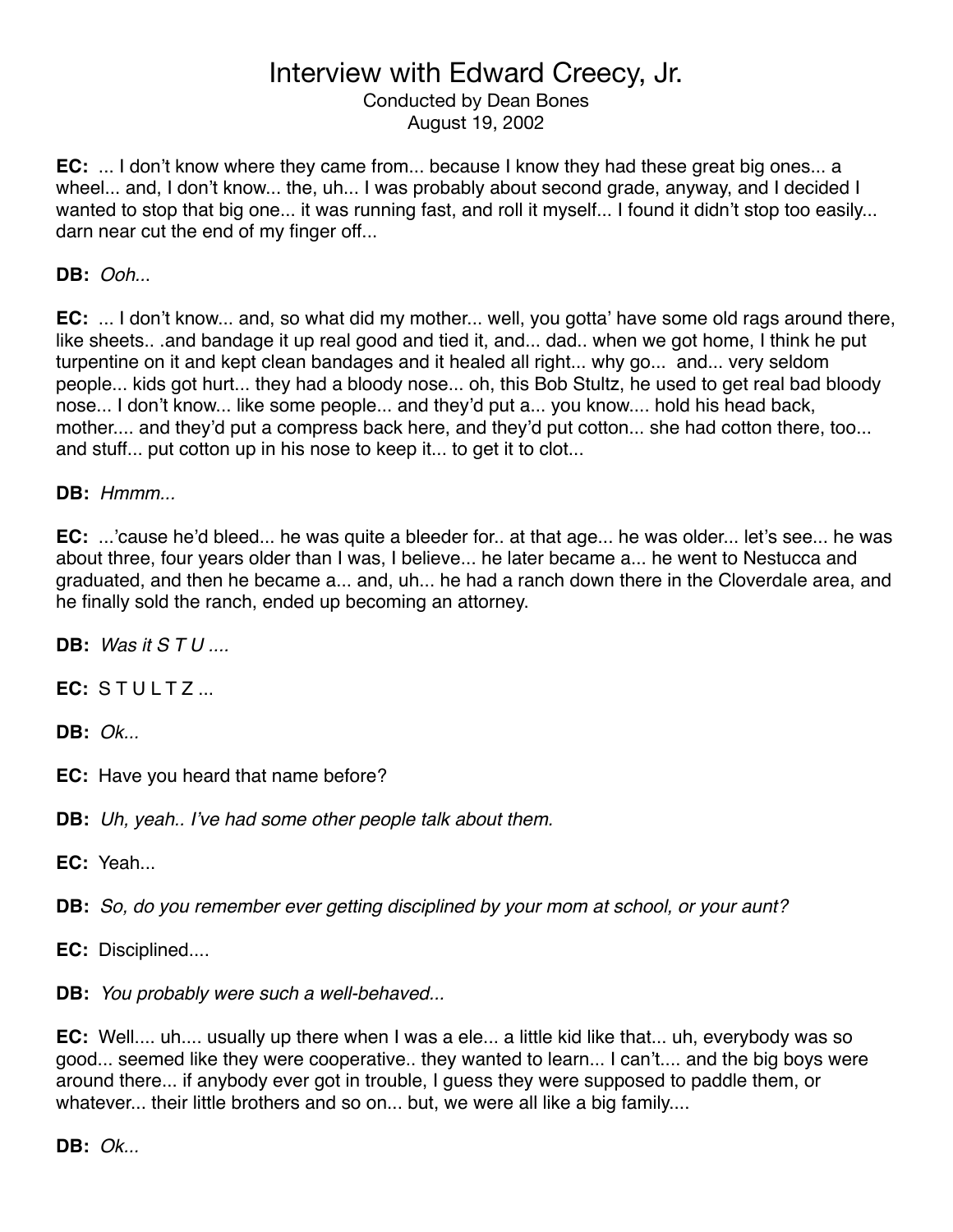# Interview with Edward Creecy, Jr.

Conducted by Dean Bones
August 19, 2002

**EC:** ... I don't know where they came from... because I know they had these great big ones... a wheel... and, I don't know... the, uh... I was probably about second grade, anyway, and I decided I wanted to stop that big one... it was running fast, and roll it myself... I found it didn't stop too easily... darn near cut the end of my finger off...

**DB:** *Ooh...*

**EC:** ... I don't know... and, so what did my mother... well, you gotta' have some old rags around there, like sheets.. .and bandage it up real good and tied it, and... dad.. when we got home, I think he put turpentine on it and kept clean bandages and it healed all right... why go... and... very seldom people... kids got hurt... they had a bloody nose... oh, this Bob Stultz, he used to get real bad bloody nose... I don't know... like some people... and they'd put a... you know.... hold his head back, mother.... and they'd put a compress back here, and they'd put cotton... she had cotton there, too... and stuff... put cotton up in his nose to keep it... to get it to clot...

**DB:** *Hmmm...*

**EC:** ...'cause he'd bleed... he was quite a bleeder for.. at that age... he was older... let's see... he was about three, four years older than I was, I believe... he later became a... he went to Nestucca and graduated, and then he became a... and, uh... he had a ranch down there in the Cloverdale area, and he finally sold the ranch, ended up becoming an attorney.

**DB:** *Was it S T U ....*

**EC:** S T U L T Z ...

**DB:** *Ok...*

**EC:** Have you heard that name before?

**DB:** *Uh, yeah.. I've had some other people talk about them.*

**EC:** Yeah...

**DB:** *So, do you remember ever getting disciplined by your mom at school, or your aunt?*

**EC:** Disciplined....

**DB:** *You probably were such a well-behaved...*

**EC:** Well.... uh.... usually up there when I was a ele... a little kid like that... uh, everybody was so good... seemed like they were cooperative.. they wanted to learn... I can't.... and the big boys were around there... if anybody ever got in trouble, I guess they were supposed to paddle them, or whatever... their little brothers and so on... but, we were all like a big family....

**DB:** *Ok...*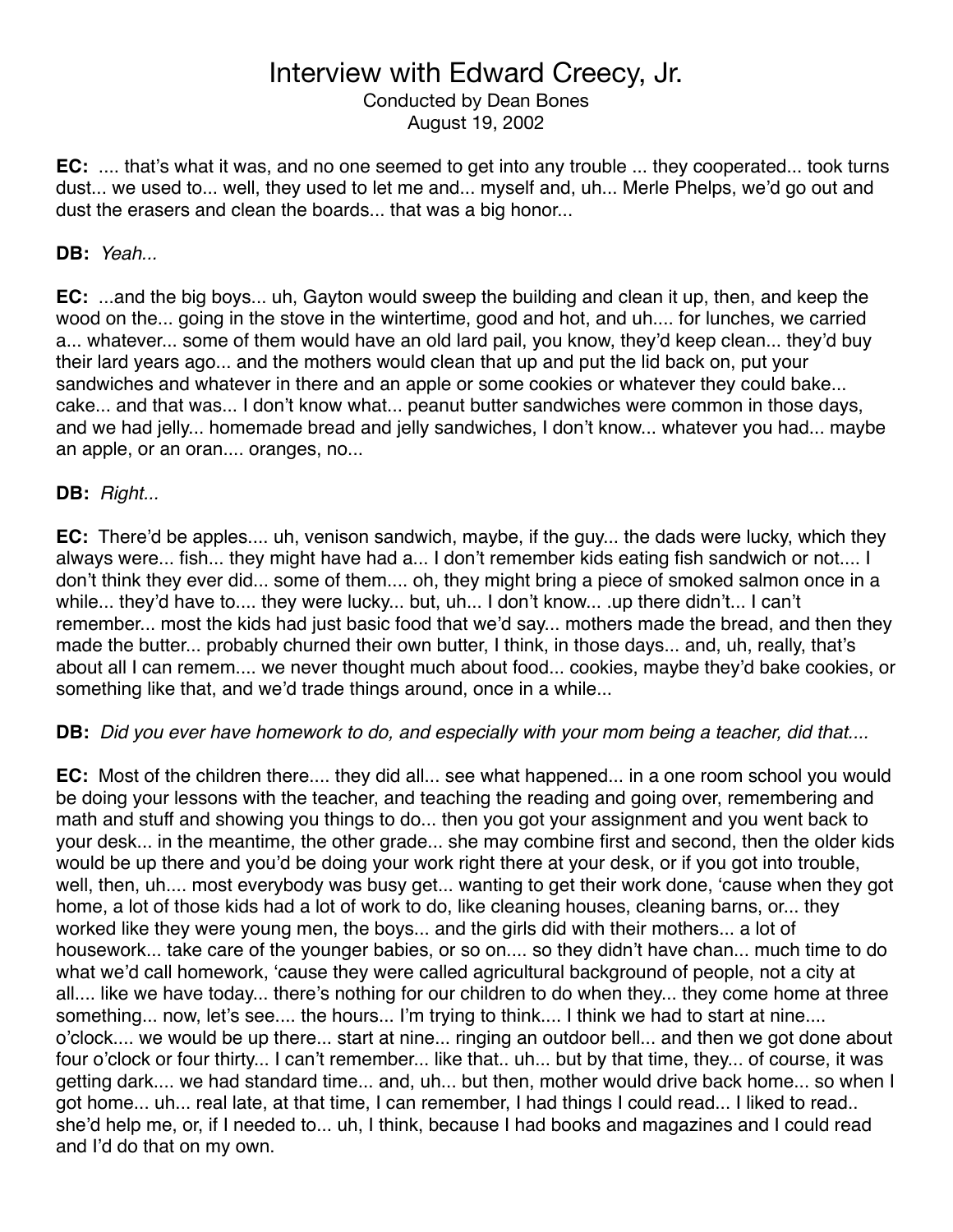# Interview with Edward Creecy, Jr.

Conducted by Dean Bones

August 19, 2002

**EC:** .... that's what it was, and no one seemed to get into any trouble ... they cooperated... took turns dust... we used to... well, they used to let me and... myself and, uh... Merle Phelps, we'd go out and dust the erasers and clean the boards... that was a big honor...

**DB:** *Yeah...*

**EC:** ...and the big boys... uh, Gayton would sweep the building and clean it up, then, and keep the wood on the... going in the stove in the wintertime, good and hot, and uh.... for lunches, we carried a... whatever... some of them would have an old lard pail, you know, they'd keep clean... they'd buy their lard years ago... and the mothers would clean that up and put the lid back on, put your sandwiches and whatever in there and an apple or some cookies or whatever they could bake... cake... and that was... I don't know what... peanut butter sandwiches were common in those days, and we had jelly... homemade bread and jelly sandwiches, I don't know... whatever you had... maybe an apple, or an oran.... oranges, no...

**DB:** *Right...*

**EC:** There'd be apples.... uh, venison sandwich, maybe, if the guy... the dads were lucky, which they always were... fish... they might have had a... I don't remember kids eating fish sandwich or not.... I don't think they ever did... some of them.... oh, they might bring a piece of smoked salmon once in a while... they'd have to.... they were lucky... but, uh... I don't know... .up there didn't... I can't remember... most the kids had just basic food that we'd say... mothers made the bread, and then they made the butter... probably churned their own butter, I think, in those days... and, uh, really, that's about all I can remem.... we never thought much about food... cookies, maybe they'd bake cookies, or something like that, and we'd trade things around, once in a while...

**DB:** *Did you ever have homework to do, and especially with your mom being a teacher, did that....*

**EC:** Most of the children there.... they did all... see what happened... in a one room school you would be doing your lessons with the teacher, and teaching the reading and going over, remembering and math and stuff and showing you things to do... then you got your assignment and you went back to your desk... in the meantime, the other grade... she may combine first and second, then the older kids would be up there and you'd be doing your work right there at your desk, or if you got into trouble, well, then, uh.... most everybody was busy get... wanting to get their work done, 'cause when they got home, a lot of those kids had a lot of work to do, like cleaning houses, cleaning barns, or... they worked like they were young men, the boys... and the girls did with their mothers... a lot of housework... take care of the younger babies, or so on.... so they didn't have chan... much time to do what we'd call homework, 'cause they were called agricultural background of people, not a city at all.... like we have today... there's nothing for our children to do when they... they come home at three something... now, let's see.... the hours... I'm trying to think.... I think we had to start at nine.... o'clock.... we would be up there... start at nine... ringing an outdoor bell... and then we got done about four o'clock or four thirty... I can't remember... like that.. uh... but by that time, they... of course, it was getting dark.... we had standard time... and, uh... but then, mother would drive back home... so when I got home... uh... real late, at that time, I can remember, I had things I could read... I liked to read.. she'd help me, or, if I needed to... uh, I think, because I had books and magazines and I could read and I'd do that on my own.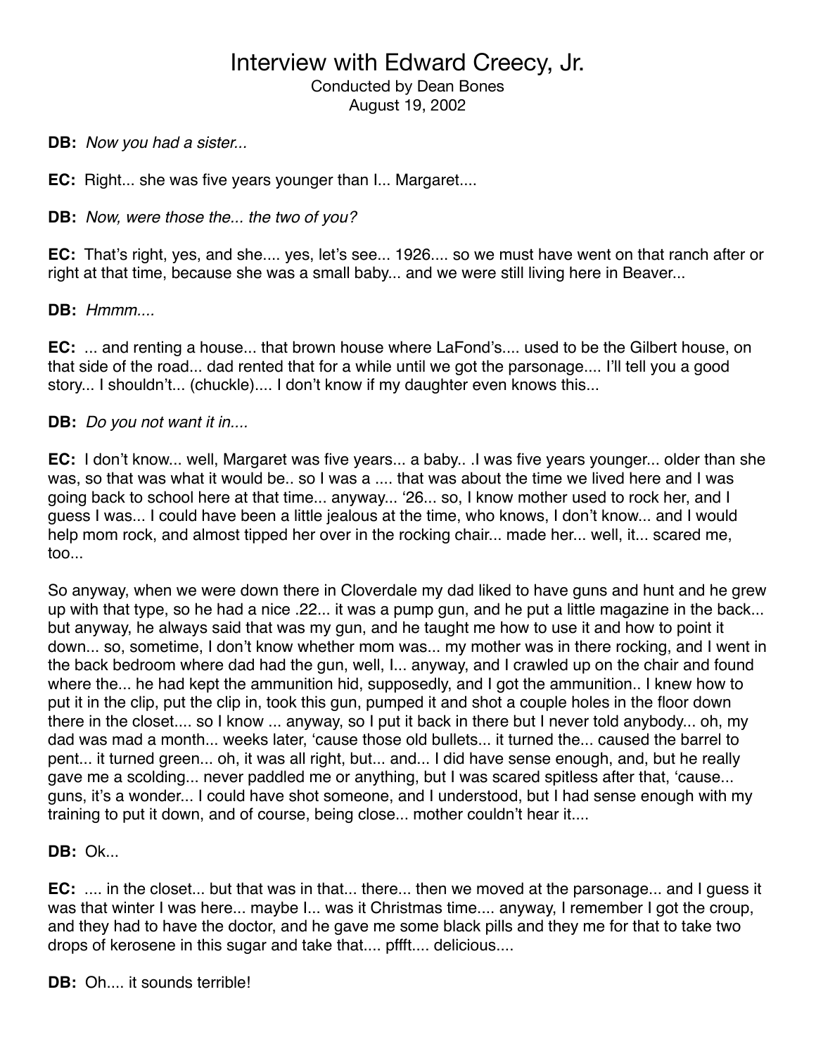# Interview with Edward Creecy, Jr.

Conducted by Dean Bones
August 19, 2002

**DB:** *Now you had a sister...*

**EC:** Right... she was five years younger than I... Margaret....

**DB:** *Now, were those the... the two of you?*

**EC:** That's right, yes, and she.... yes, let's see... 1926.... so we must have went on that ranch after or right at that time, because she was a small baby... and we were still living here in Beaver...

**DB:** *Hmmm....*

**EC:** ... and renting a house... that brown house where LaFond's.... used to be the Gilbert house, on that side of the road... dad rented that for a while until we got the parsonage.... I'll tell you a good story... I shouldn't... (chuckle).... I don't know if my daughter even knows this...

**DB:** *Do you not want it in....*

**EC:** I don't know... well, Margaret was five years... a baby.. .I was five years younger... older than she was, so that was what it would be.. so I was a .... that was about the time we lived here and I was going back to school here at that time... anyway... '26... so, I know mother used to rock her, and I guess I was... I could have been a little jealous at the time, who knows, I don't know... and I would help mom rock, and almost tipped her over in the rocking chair... made her... well, it... scared me, too...

So anyway, when we were down there in Cloverdale my dad liked to have guns and hunt and he grew up with that type, so he had a nice .22... it was a pump gun, and he put a little magazine in the back... but anyway, he always said that was my gun, and he taught me how to use it and how to point it down... so, sometime, I don't know whether mom was... my mother was in there rocking, and I went in the back bedroom where dad had the gun, well, I... anyway, and I crawled up on the chair and found where the... he had kept the ammunition hid, supposedly, and I got the ammunition.. I knew how to put it in the clip, put the clip in, took this gun, pumped it and shot a couple holes in the floor down there in the closet.... so I know ... anyway, so I put it back in there but I never told anybody... oh, my dad was mad a month... weeks later, 'cause those old bullets... it turned the... caused the barrel to pent... it turned green... oh, it was all right, but... and... I did have sense enough, and, but he really gave me a scolding... never paddled me or anything, but I was scared spitless after that, 'cause... guns, it's a wonder... I could have shot someone, and I understood, but I had sense enough with my training to put it down, and of course, being close... mother couldn't hear it....

**DB:** Ok...

**EC:** .... in the closet... but that was in that... there... then we moved at the parsonage... and I guess it was that winter I was here... maybe I... was it Christmas time.... anyway, I remember I got the croup, and they had to have the doctor, and he gave me some black pills and they me for that to take two drops of kerosene in this sugar and take that.... pffft.... delicious....

**DB:** Oh.... it sounds terrible!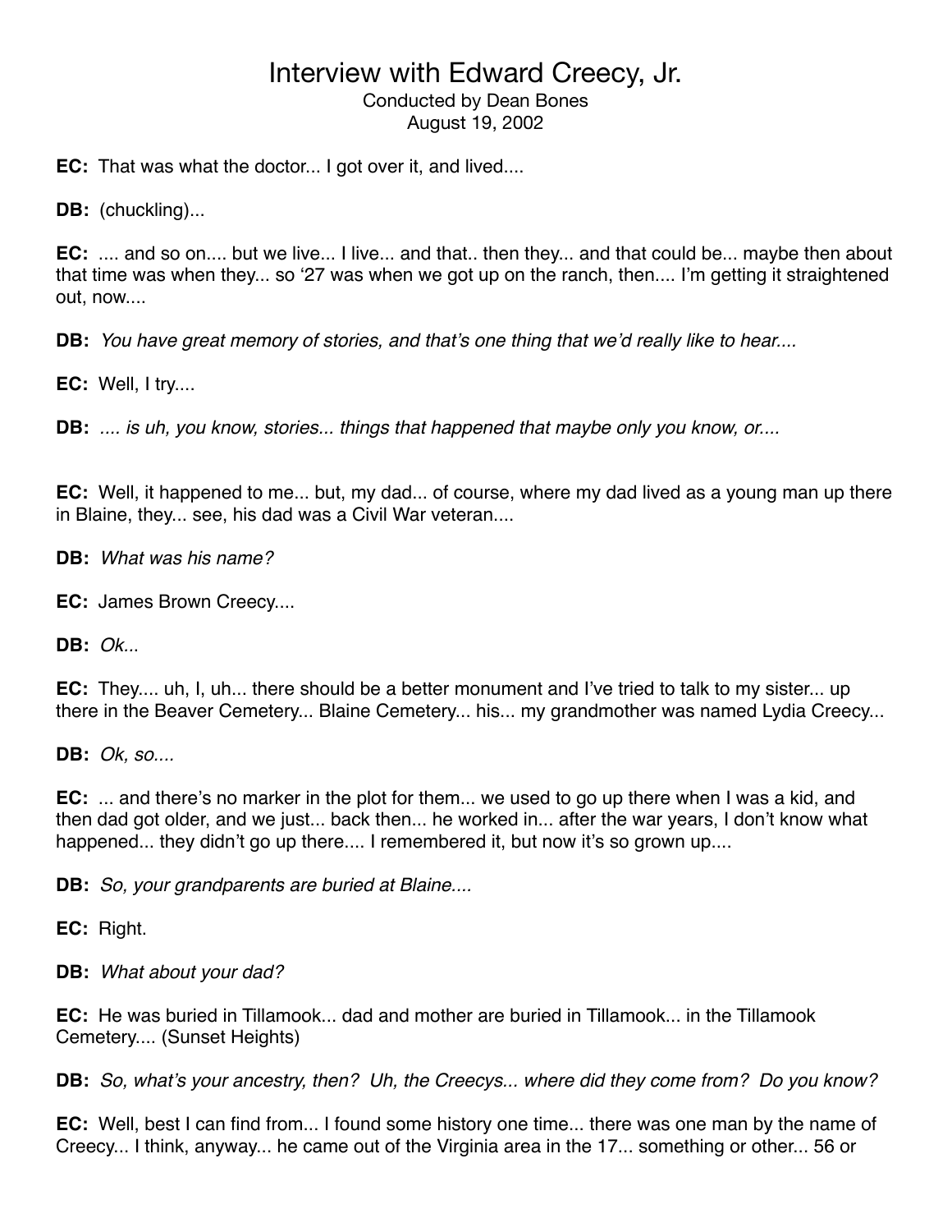# Interview with Edward Creecy, Jr.

Conducted by Dean Bones
August 19, 2002

**EC:** That was what the doctor... I got over it, and lived....

**DB:** (chuckling)...

**EC:** .... and so on.... but we live... I live... and that.. then they... and that could be... maybe then about that time was when they... so ‘27 was when we got up on the ranch, then.... I’m getting it straightened out, now....

**DB:** *You have great memory of stories, and that’s one thing that we’d really like to hear....*

**EC:** Well, I try....

**DB:** *.... is uh, you know, stories... things that happened that maybe only you know, or....*

**EC:** Well, it happened to me... but, my dad... of course, where my dad lived as a young man up there in Blaine, they... see, his dad was a Civil War veteran....

**DB:** *What was his name?*

**EC:** James Brown Creecy....

**DB:** *Ok...*

**EC:** They.... uh, I, uh... there should be a better monument and I’ve tried to talk to my sister... up there in the Beaver Cemetery... Blaine Cemetery... his... my grandmother was named Lydia Creecy...

**DB:** *Ok, so....*

**EC:** ... and there’s no marker in the plot for them... we used to go up there when I was a kid, and then dad got older, and we just... back then... he worked in... after the war years, I don’t know what happened... they didn’t go up there.... I remembered it, but now it’s so grown up....

**DB:** *So, your grandparents are buried at Blaine....*

**EC:** Right.

**DB:** *What about your dad?*

**EC:** He was buried in Tillamook... dad and mother are buried in Tillamook... in the Tillamook Cemetery.... (Sunset Heights)

**DB:** *So, what’s your ancestry, then? Uh, the Creecys... where did they come from? Do you know?*

**EC:** Well, best I can find from... I found some history one time... there was one man by the name of Creecy... I think, anyway... he came out of the Virginia area in the 17... something or other... 56 or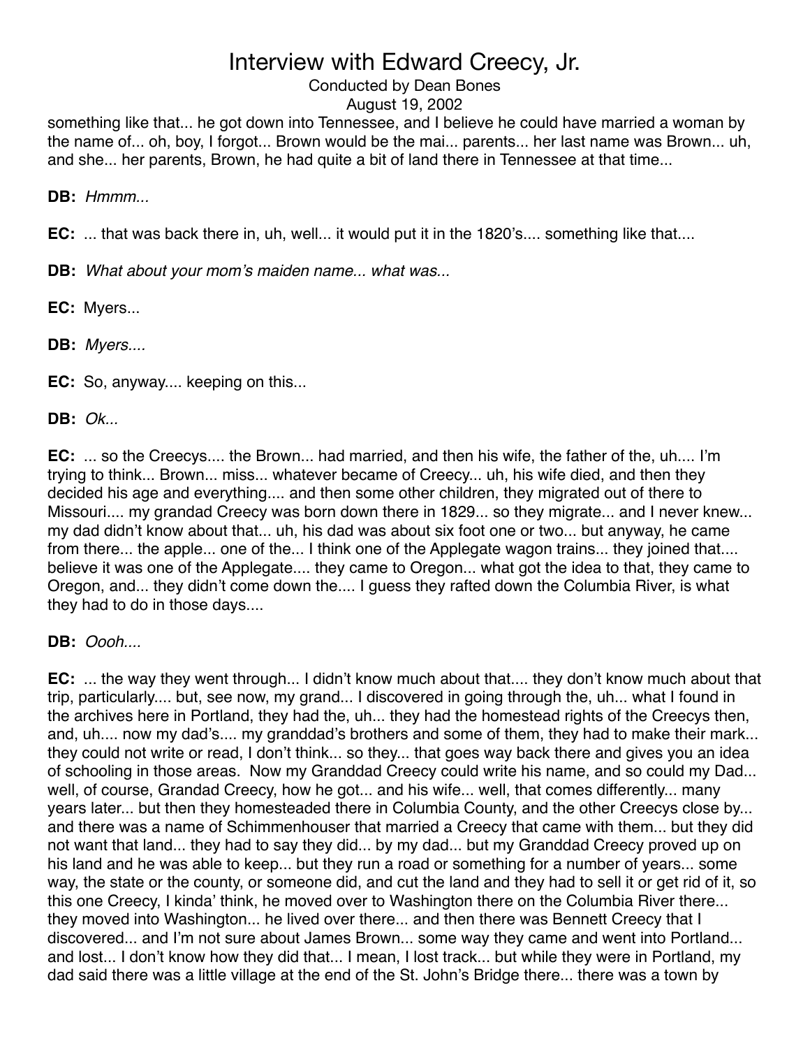something like that... he got down into Tennessee, and I believe he could have married a woman by the name of... oh, boy, I forgot... Brown would be the mai... parents... her last name was Brown... uh, and she... her parents, Brown, he had quite a bit of land there in Tennessee at that time...

**DB:** *Hmmm...*

**EC:** ... that was back there in, uh, well... it would put it in the 1820's.... something like that....

**DB:** *What about your mom's maiden name... what was...*

**EC:** Myers...

**DB:** *Myers....*

**EC:** So, anyway.... keeping on this...

**DB:** *Ok...*

**EC:** ... so the Creecys.... the Brown... had married, and then his wife, the father of the, uh.... I'm trying to think... Brown... miss... whatever became of Creecy... uh, his wife died, and then they decided his age and everything.... and then some other children, they migrated out of there to Missouri.... my grandad Creecy was born down there in 1829... so they migrate... and I never knew... my dad didn't know about that... uh, his dad was about six foot one or two... but anyway, he came from there... the apple... one of the... I think one of the Applegate wagon trains... they joined that.... believe it was one of the Applegate.... they came to Oregon... what got the idea to that, they came to Oregon, and... they didn't come down the.... I guess they rafted down the Columbia River, is what they had to do in those days....

**DB:** *Oooh....*

**EC:** ... the way they went through... I didn't know much about that.... they don't know much about that trip, particularly.... but, see now, my grand... I discovered in going through the, uh... what I found in the archives here in Portland, they had the, uh... they had the homestead rights of the Creecys then, and, uh.... now my dad's.... my granddad's brothers and some of them, they had to make their mark... they could not write or read, I don't think... so they... that goes way back there and gives you an idea of schooling in those areas. Now my Granddad Creecy could write his name, and so could my Dad... well, of course, Grandad Creecy, how he got... and his wife... well, that comes differently... many years later... but then they homesteaded there in Columbia County, and the other Creecys close by... and there was a name of Schimmenhouser that married a Creecy that came with them... but they did not want that land... they had to say they did... by my dad... but my Granddad Creecy proved up on his land and he was able to keep... but they run a road or something for a number of years... some way, the state or the county, or someone did, and cut the land and they had to sell it or get rid of it, so this one Creecy, I kinda' think, he moved over to Washington there on the Columbia River there... they moved into Washington... he lived over there... and then there was Bennett Creecy that I discovered... and I'm not sure about James Brown... some way they came and went into Portland... and lost... I don't know how they did that... I mean, I lost track... but while they were in Portland, my dad said there was a little village at the end of the St. John's Bridge there... there was a town by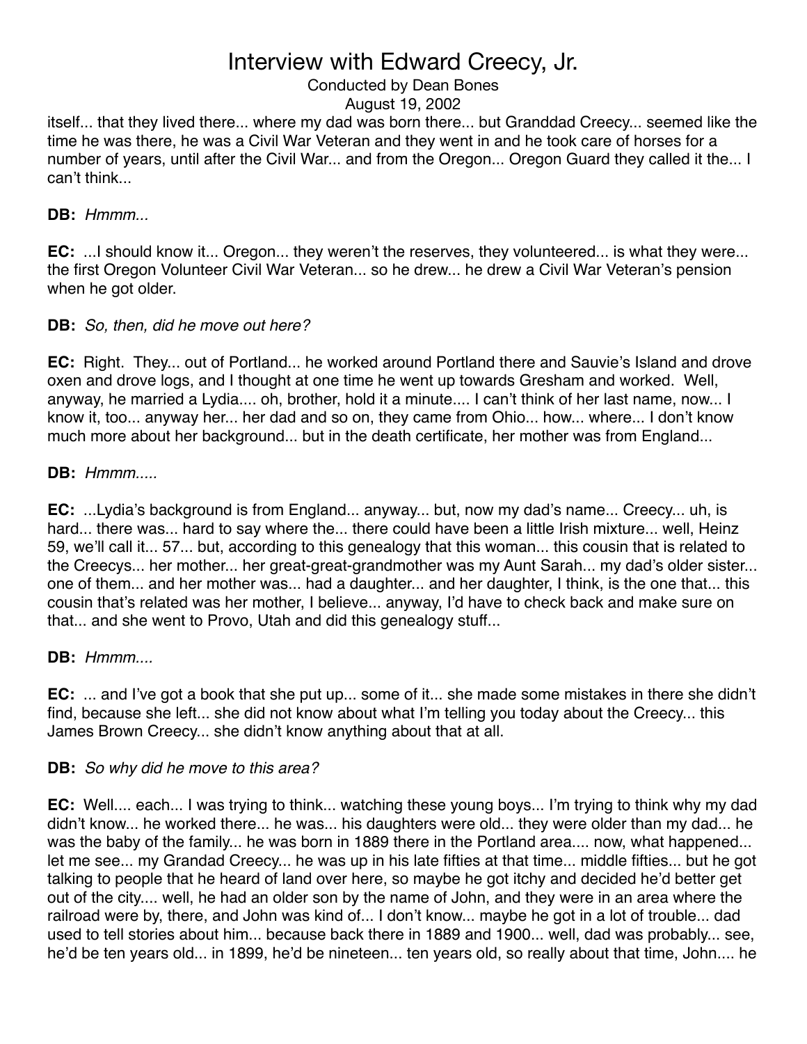itself... that they lived there... where my dad was born there... but Granddad Creecy... seemed like the time he was there, he was a Civil War Veteran and they went in and he took care of horses for a number of years, until after the Civil War... and from the Oregon... Oregon Guard they called it the... I can't think...

**DB:** *Hmmm...*

**EC:** ...I should know it... Oregon... they weren't the reserves, they volunteered... is what they were... the first Oregon Volunteer Civil War Veteran... so he drew... he drew a Civil War Veteran's pension when he got older.

**DB:** *So, then, did he move out here?*

**EC:** Right. They... out of Portland... he worked around Portland there and Sauvie's Island and drove oxen and drove logs, and I thought at one time he went up towards Gresham and worked. Well, anyway, he married a Lydia.... oh, brother, hold it a minute.... I can't think of her last name, now... I know it, too... anyway her... her dad and so on, they came from Ohio... how... where... I don't know much more about her background... but in the death certificate, her mother was from England...

**DB:** *Hmmm.....*

**EC:** ...Lydia's background is from England... anyway... but, now my dad's name... Creecy... uh, is hard... there was... hard to say where the... there could have been a little Irish mixture... well, Heinz 59, we'll call it... 57... but, according to this genealogy that this woman... this cousin that is related to the Creecys... her mother... her great-great-grandmother was my Aunt Sarah... my dad's older sister... one of them... and her mother was... had a daughter... and her daughter, I think, is the one that... this cousin that's related was her mother, I believe... anyway, I'd have to check back and make sure on that... and she went to Provo, Utah and did this genealogy stuff...

**DB:** *Hmmm....*

**EC:** ... and I've got a book that she put up... some of it... she made some mistakes in there she didn't find, because she left... she did not know about what I'm telling you today about the Creecy... this James Brown Creecy... she didn't know anything about that at all.

**DB:** *So why did he move to this area?*

**EC:** Well.... each... I was trying to think... watching these young boys... I'm trying to think why my dad didn't know... he worked there... he was... his daughters were old... they were older than my dad... he was the baby of the family... he was born in 1889 there in the Portland area.... now, what happened... let me see... my Grandad Creecy... he was up in his late fifties at that time... middle fifties... but he got talking to people that he heard of land over here, so maybe he got itchy and decided he'd better get out of the city.... well, he had an older son by the name of John, and they were in an area where the railroad were by, there, and John was kind of... I don't know... maybe he got in a lot of trouble... dad used to tell stories about him... because back there in 1889 and 1900... well, dad was probably... see, he'd be ten years old... in 1899, he'd be nineteen... ten years old, so really about that time, John.... he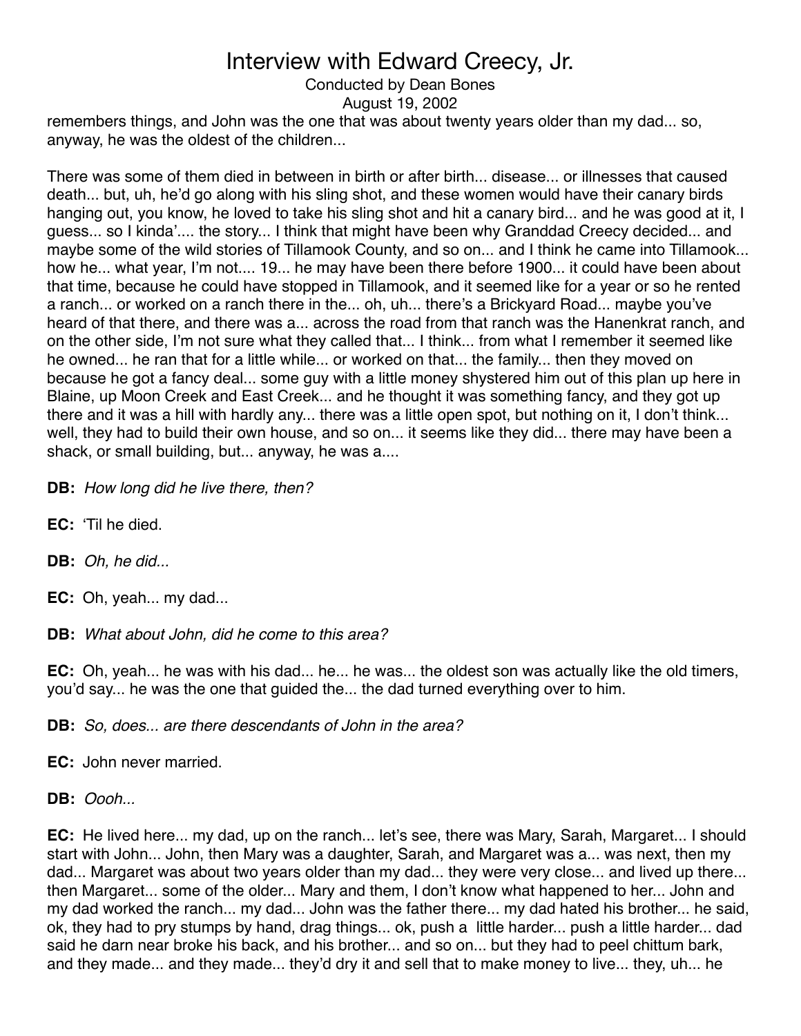remembers things, and John was the one that was about twenty years older than my dad... so, anyway, he was the oldest of the children...

There was some of them died in between in birth or after birth... disease... or illnesses that caused death... but, uh, he'd go along with his sling shot, and these women would have their canary birds hanging out, you know, he loved to take his sling shot and hit a canary bird... and he was good at it, I guess... so I kinda'.... the story... I think that might have been why Granddad Creecy decided... and maybe some of the wild stories of Tillamook County, and so on... and I think he came into Tillamook... how he... what year, I'm not.... 19... he may have been there before 1900... it could have been about that time, because he could have stopped in Tillamook, and it seemed like for a year or so he rented a ranch... or worked on a ranch there in the... oh, uh... there's a Brickyard Road... maybe you've heard of that there, and there was a... across the road from that ranch was the Hanenkrat ranch, and on the other side, I'm not sure what they called that... I think... from what I remember it seemed like he owned... he ran that for a little while... or worked on that... the family... then they moved on because he got a fancy deal... some guy with a little money shystered him out of this plan up here in Blaine, up Moon Creek and East Creek... and he thought it was something fancy, and they got up there and it was a hill with hardly any... there was a little open spot, but nothing on it, I don't think... well, they had to build their own house, and so on... it seems like they did... there may have been a shack, or small building, but... anyway, he was a....

**DB:** *How long did he live there, then?*

**EC:** 'Til he died.

**DB:** *Oh, he did...*

**EC:** Oh, yeah... my dad...

**DB:** *What about John, did he come to this area?*

**EC:** Oh, yeah... he was with his dad... he... he was... the oldest son was actually like the old timers, you'd say... he was the one that guided the... the dad turned everything over to him.

**DB:** *So, does... are there descendants of John in the area?*

**EC:** John never married.

**DB:** *Oooh...*

**EC:** He lived here... my dad, up on the ranch... let's see, there was Mary, Sarah, Margaret... I should start with John... John, then Mary was a daughter, Sarah, and Margaret was a... was next, then my dad... Margaret was about two years older than my dad... they were very close... and lived up there... then Margaret... some of the older... Mary and them, I don't know what happened to her... John and my dad worked the ranch... my dad... John was the father there... my dad hated his brother... he said, ok, they had to pry stumps by hand, drag things... ok, push a little harder... push a little harder... dad said he darn near broke his back, and his brother... and so on... but they had to peel chittum bark, and they made... and they made... they'd dry it and sell that to make money to live... they, uh... he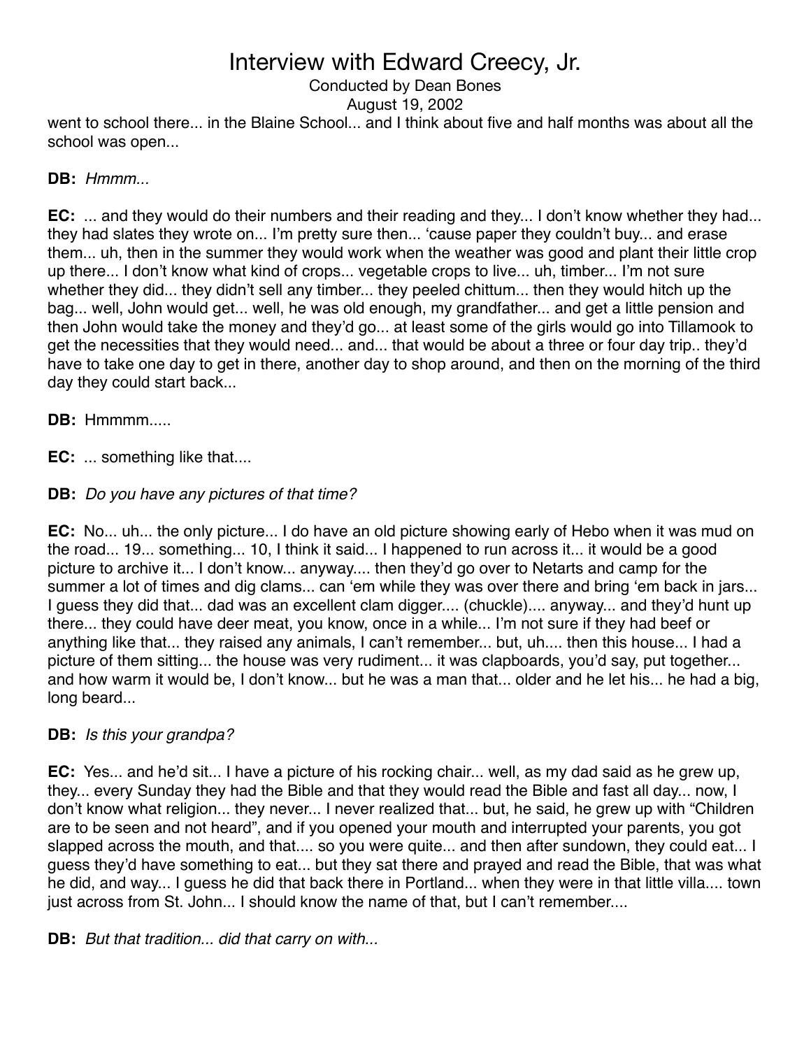went to school there... in the Blaine School... and I think about five and half months was about all the school was open...

**DB:** *Hmmm...*

**EC:** ... and they would do their numbers and their reading and they... I don't know whether they had... they had slates they wrote on... I'm pretty sure then... 'cause paper they couldn't buy... and erase them... uh, then in the summer they would work when the weather was good and plant their little crop up there... I don't know what kind of crops... vegetable crops to live... uh, timber... I'm not sure whether they did... they didn't sell any timber... they peeled chittum... then they would hitch up the bag... well, John would get... well, he was old enough, my grandfather... and get a little pension and then John would take the money and they'd go... at least some of the girls would go into Tillamook to get the necessities that they would need... and... that would be about a three or four day trip.. they'd have to take one day to get in there, another day to shop around, and then on the morning of the third day they could start back...

**DB:** Hmmmm.....

**EC:** ... something like that....

**DB:** *Do you have any pictures of that time?*

**EC:** No... uh... the only picture... I do have an old picture showing early of Hebo when it was mud on the road... 19... something... 10, I think it said... I happened to run across it... it would be a good picture to archive it... I don't know... anyway.... then they'd go over to Netarts and camp for the summer a lot of times and dig clams... can 'em while they was over there and bring 'em back in jars... I guess they did that... dad was an excellent clam digger.... (chuckle).... anyway... and they'd hunt up there... they could have deer meat, you know, once in a while... I'm not sure if they had beef or anything like that... they raised any animals, I can't remember... but, uh.... then this house... I had a picture of them sitting... the house was very rudiment... it was clapboards, you'd say, put together... and how warm it would be, I don't know... but he was a man that... older and he let his... he had a big, long beard...

**DB:** *Is this your grandpa?*

**EC:** Yes... and he'd sit... I have a picture of his rocking chair... well, as my dad said as he grew up, they... every Sunday they had the Bible and that they would read the Bible and fast all day... now, I don't know what religion... they never... I never realized that... but, he said, he grew up with "Children are to be seen and not heard", and if you opened your mouth and interrupted your parents, you got slapped across the mouth, and that.... so you were quite... and then after sundown, they could eat... I guess they'd have something to eat... but they sat there and prayed and read the Bible, that was what he did, and way... I guess he did that back there in Portland... when they were in that little villa.... town just across from St. John... I should know the name of that, but I can't remember....

**DB:** *But that tradition... did that carry on with...*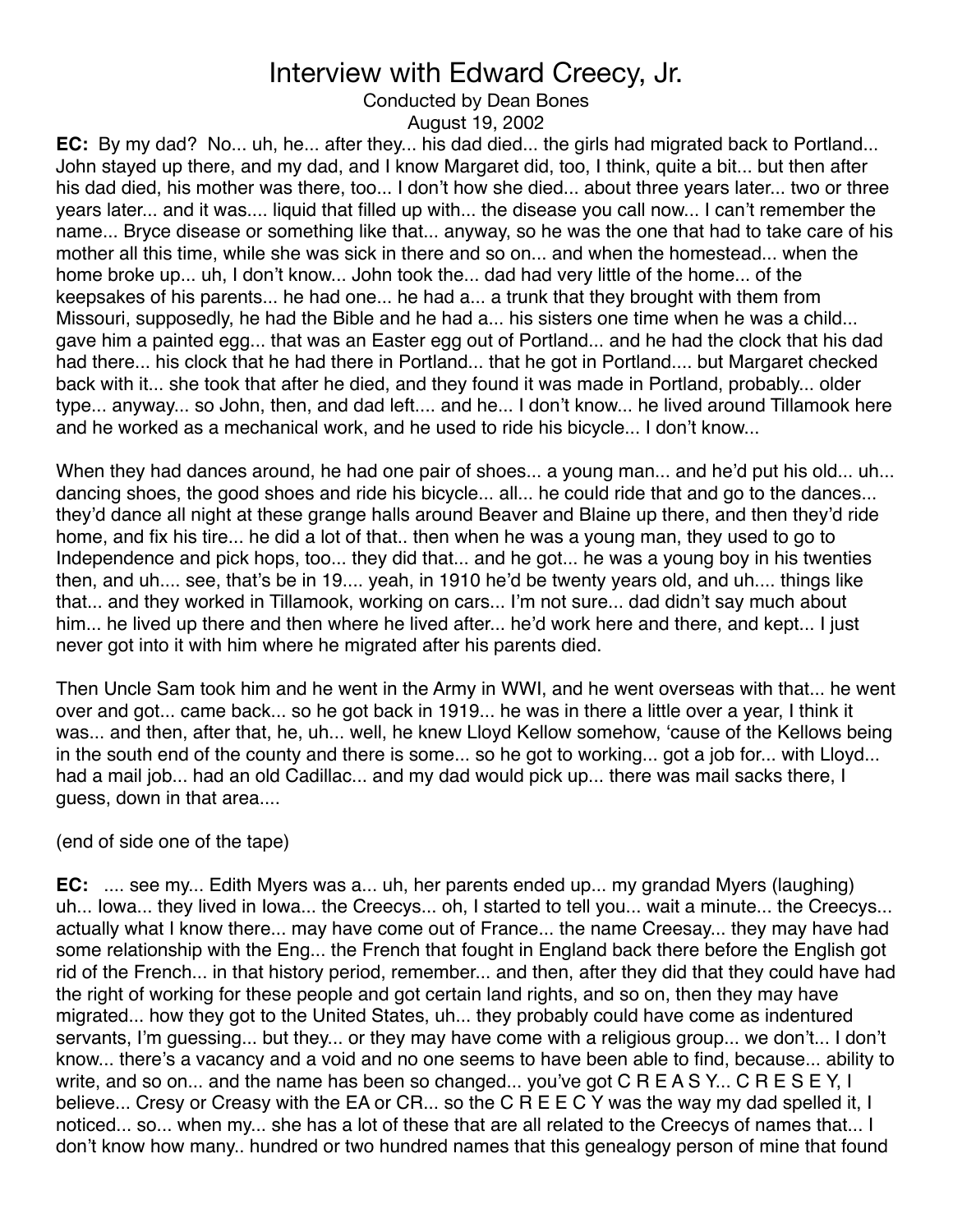# Interview with Edward Creecy, Jr.

Conducted by Dean Bones
August 19, 2002

**EC:** By my dad? No... uh, he... after they... his dad died... the girls had migrated back to Portland... John stayed up there, and my dad, and I know Margaret did, too, I think, quite a bit... but then after his dad died, his mother was there, too... I don't how she died... about three years later... two or three years later... and it was.... liquid that filled up with... the disease you call now... I can't remember the name... Bryce disease or something like that... anyway, so he was the one that had to take care of his mother all this time, while she was sick in there and so on... and when the homestead... when the home broke up... uh, I don't know... John took the... dad had very little of the home... of the keepsakes of his parents... he had one... he had a... a trunk that they brought with them from Missouri, supposedly, he had the Bible and he had a... his sisters one time when he was a child... gave him a painted egg... that was an Easter egg out of Portland... and he had the clock that his dad had there... his clock that he had there in Portland... that he got in Portland.... but Margaret checked back with it... she took that after he died, and they found it was made in Portland, probably... older type... anyway... so John, then, and dad left.... and he... I don't know... he lived around Tillamook here and he worked as a mechanical work, and he used to ride his bicycle... I don't know...

When they had dances around, he had one pair of shoes... a young man... and he'd put his old... uh... dancing shoes, the good shoes and ride his bicycle... all... he could ride that and go to the dances... they'd dance all night at these grange halls around Beaver and Blaine up there, and then they'd ride home, and fix his tire... he did a lot of that.. then when he was a young man, they used to go to Independence and pick hops, too... they did that... and he got... he was a young boy in his twenties then, and uh.... see, that's be in 19.... yeah, in 1910 he'd be twenty years old, and uh.... things like that... and they worked in Tillamook, working on cars... I'm not sure... dad didn't say much about him... he lived up there and then where he lived after... he'd work here and there, and kept... I just never got into it with him where he migrated after his parents died.

Then Uncle Sam took him and he went in the Army in WWI, and he went overseas with that... he went over and got... came back... so he got back in 1919... he was in there a little over a year, I think it was... and then, after that, he, uh... well, he knew Lloyd Kellow somehow, 'cause of the Kellows being in the south end of the county and there is some... so he got to working... got a job for... with Lloyd... had a mail job... had an old Cadillac... and my dad would pick up... there was mail sacks there, I guess, down in that area....

(end of side one of the tape)

**EC:** .... see my... Edith Myers was a... uh, her parents ended up... my grandad Myers (laughing) uh... Iowa... they lived in Iowa... the Creecys... oh, I started to tell you... wait a minute... the Creecys... actually what I know there... may have come out of France... the name Creesay... they may have had some relationship with the Eng... the French that fought in England back there before the English got rid of the French... in that history period, remember... and then, after they did that they could have had the right of working for these people and got certain land rights, and so on, then they may have migrated... how they got to the United States, uh... they probably could have come as indentured servants, I'm guessing... but they... or they may have come with a religious group... we don't... I don't know... there's a vacancy and a void and no one seems to have been able to find, because... ability to write, and so on... and the name has been so changed... you've got C R E A S Y... C R E S E Y, I believe... Cresy or Creasy with the EA or CR... so the C R E E C Y was the way my dad spelled it, I noticed... so... when my... she has a lot of these that are all related to the Creecys of names that... I don't know how many.. hundred or two hundred names that this genealogy person of mine that found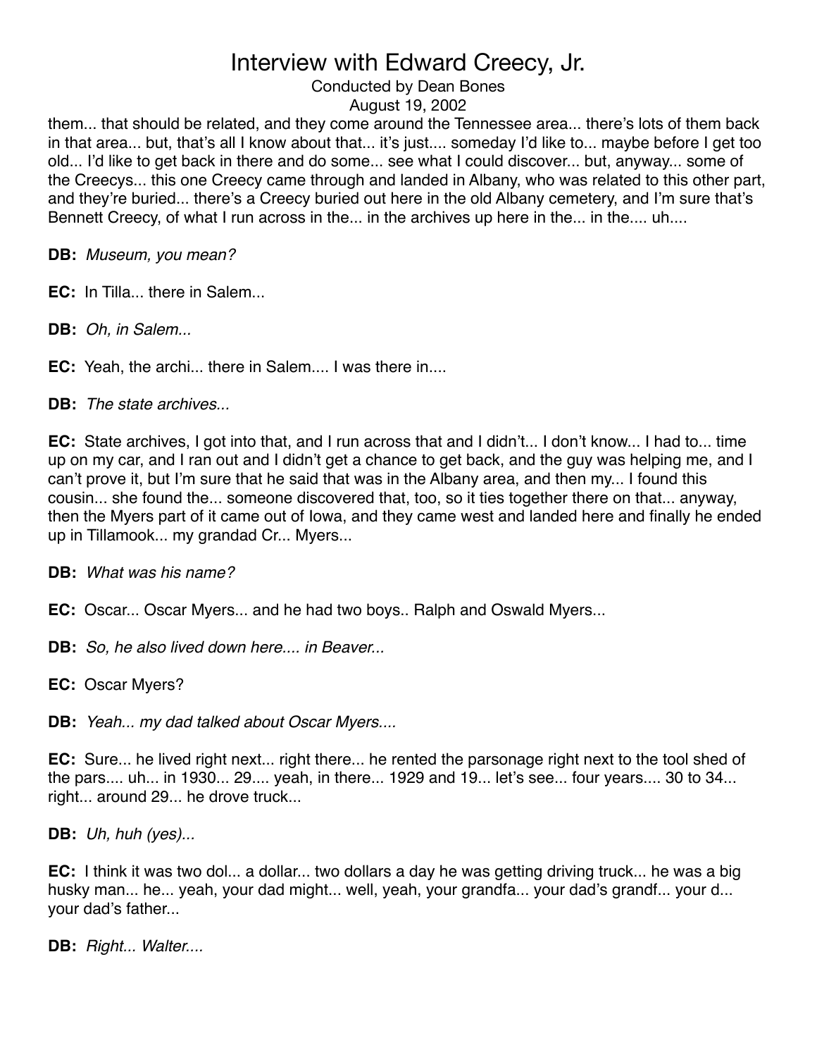them... that should be related, and they come around the Tennessee area... there's lots of them back in that area... but, that's all I know about that... it's just.... someday I'd like to... maybe before I get too old... I'd like to get back in there and do some... see what I could discover... but, anyway... some of the Creecys... this one Creecy came through and landed in Albany, who was related to this other part, and they're buried... there's a Creecy buried out here in the old Albany cemetery, and I'm sure that's Bennett Creecy, of what I run across in the... in the archives up here in the... in the.... uh....

**DB:** *Museum, you mean?*

**EC:** In Tilla... there in Salem...

**DB:** *Oh, in Salem...*

**EC:** Yeah, the archi... there in Salem.... I was there in....

**DB:** *The state archives...*

**EC:** State archives, I got into that, and I run across that and I didn't... I don't know... I had to... time up on my car, and I ran out and I didn't get a chance to get back, and the guy was helping me, and I can't prove it, but I'm sure that he said that was in the Albany area, and then my... I found this cousin... she found the... someone discovered that, too, so it ties together there on that... anyway, then the Myers part of it came out of Iowa, and they came west and landed here and finally he ended up in Tillamook... my grandad Cr... Myers...

**DB:** *What was his name?*

**EC:** Oscar... Oscar Myers... and he had two boys.. Ralph and Oswald Myers...

**DB:** *So, he also lived down here.... in Beaver...*

**EC:** Oscar Myers?

**DB:** *Yeah... my dad talked about Oscar Myers....*

**EC:** Sure... he lived right next... right there... he rented the parsonage right next to the tool shed of the pars.... uh... in 1930... 29.... yeah, in there... 1929 and 19... let's see... four years.... 30 to 34... right... around 29... he drove truck...

**DB:** *Uh, huh (yes)...*

**EC:** I think it was two dol... a dollar... two dollars a day he was getting driving truck... he was a big husky man... he... yeah, your dad might... well, yeah, your grandfa... your dad's grandf... your d... your dad's father...

**DB:** *Right... Walter....*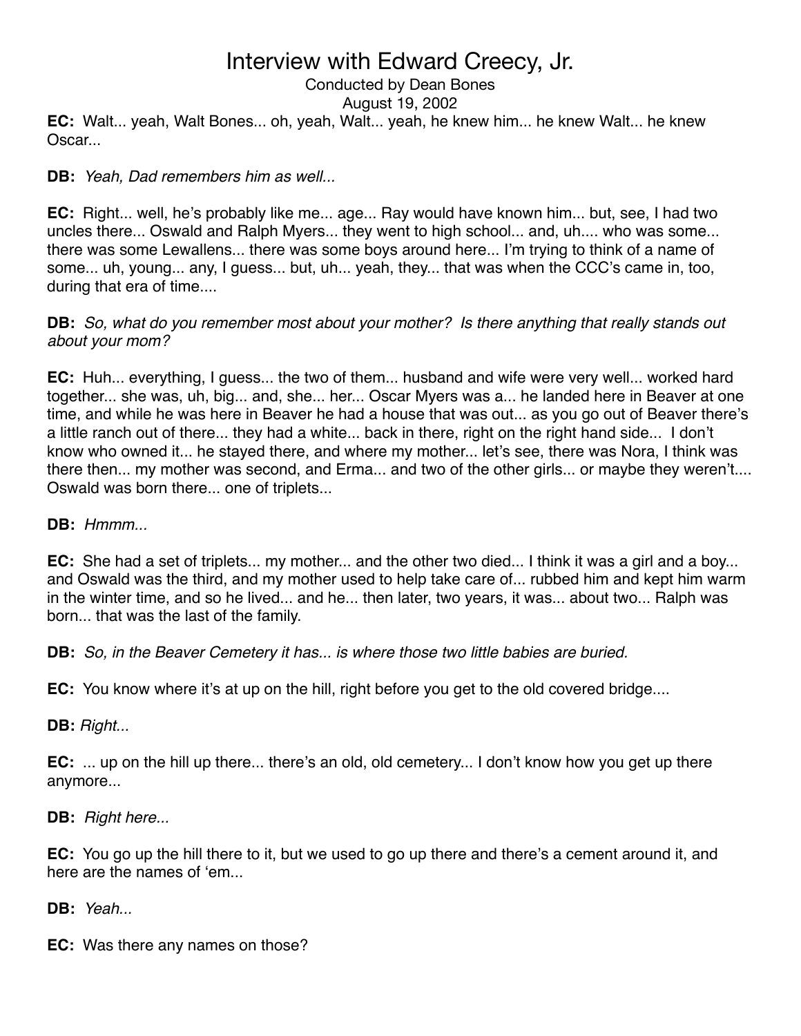**EC:** Walt... yeah, Walt Bones... oh, yeah, Walt... yeah, he knew him... he knew Walt... he knew Oscar...

**DB:** *Yeah, Dad remembers him as well...*

**EC:** Right... well, he's probably like me... age... Ray would have known him... but, see, I had two uncles there... Oswald and Ralph Myers... they went to high school... and, uh.... who was some... there was some Lewallens... there was some boys around here... I'm trying to think of a name of some... uh, young... any, I guess... but, uh... yeah, they... that was when the CCC's came in, too, during that era of time....

**DB:** *So, what do you remember most about your mother? Is there anything that really stands out about your mom?*

**EC:** Huh... everything, I guess... the two of them... husband and wife were very well... worked hard together... she was, uh, big... and, she... her... Oscar Myers was a... he landed here in Beaver at one time, and while he was here in Beaver he had a house that was out... as you go out of Beaver there's a little ranch out of there... they had a white... back in there, right on the right hand side... I don't know who owned it... he stayed there, and where my mother... let's see, there was Nora, I think was there then... my mother was second, and Erma... and two of the other girls... or maybe they weren't.... Oswald was born there... one of triplets...

**DB:** *Hmmm...*

**EC:** She had a set of triplets... my mother... and the other two died... I think it was a girl and a boy... and Oswald was the third, and my mother used to help take care of... rubbed him and kept him warm in the winter time, and so he lived... and he... then later, two years, it was... about two... Ralph was born... that was the last of the family.

**DB:** *So, in the Beaver Cemetery it has... is where those two little babies are buried.*

**EC:** You know where it's at up on the hill, right before you get to the old covered bridge....

**DB:** *Right...*

**EC:** ... up on the hill up there... there's an old, old cemetery... I don't know how you get up there anymore...

**DB:** *Right here...*

**EC:** You go up the hill there to it, but we used to go up there and there's a cement around it, and here are the names of 'em...

**DB:** *Yeah...*

**EC:** Was there any names on those?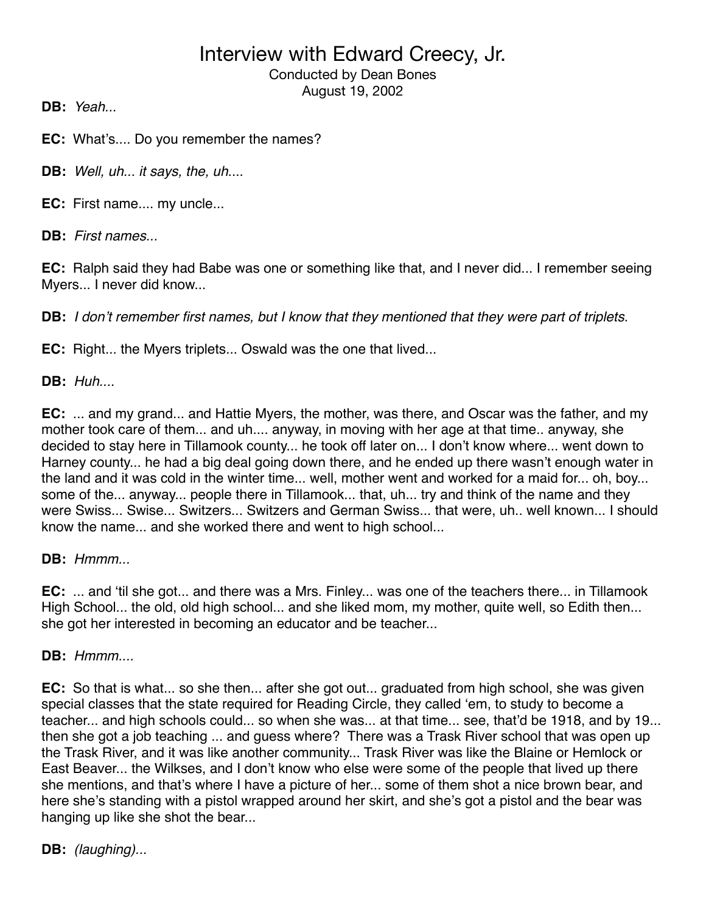**DB:** *Yeah...*

**EC:** What's.... Do you remember the names?

**DB:** *Well, uh... it says, the, uh....*

**EC:** First name.... my uncle...

**DB:** *First names...*

**EC:** Ralph said they had Babe was one or something like that, and I never did... I remember seeing Myers... I never did know...

**DB:** *I don't remember first names, but I know that they mentioned that they were part of triplets.*

**EC:** Right... the Myers triplets... Oswald was the one that lived...

**DB:** *Huh....*

**EC:** ... and my grand... and Hattie Myers, the mother, was there, and Oscar was the father, and my mother took care of them... and uh.... anyway, in moving with her age at that time.. anyway, she decided to stay here in Tillamook county... he took off later on... I don't know where... went down to Harney county... he had a big deal going down there, and he ended up there wasn't enough water in the land and it was cold in the winter time... well, mother went and worked for a maid for... oh, boy... some of the... anyway... people there in Tillamook... that, uh... try and think of the name and they were Swiss... Swise... Switzers... Switzers and German Swiss... that were, uh.. well known... I should know the name... and she worked there and went to high school...

**DB:** *Hmmm...*

**EC:** ... and 'til she got... and there was a Mrs. Finley... was one of the teachers there... in Tillamook High School... the old, old high school... and she liked mom, my mother, quite well, so Edith then... she got her interested in becoming an educator and be teacher...

**DB:** *Hmmm....*

**EC:** So that is what... so she then... after she got out... graduated from high school, she was given special classes that the state required for Reading Circle, they called 'em, to study to become a teacher... and high schools could... so when she was... at that time... see, that'd be 1918, and by 19... then she got a job teaching ... and guess where? There was a Trask River school that was open up the Trask River, and it was like another community... Trask River was like the Blaine or Hemlock or East Beaver... the Wilkses, and I don't know who else were some of the people that lived up there she mentions, and that's where I have a picture of her... some of them shot a nice brown bear, and here she's standing with a pistol wrapped around her skirt, and she's got a pistol and the bear was hanging up like she shot the bear...

**DB:** *(laughing)...*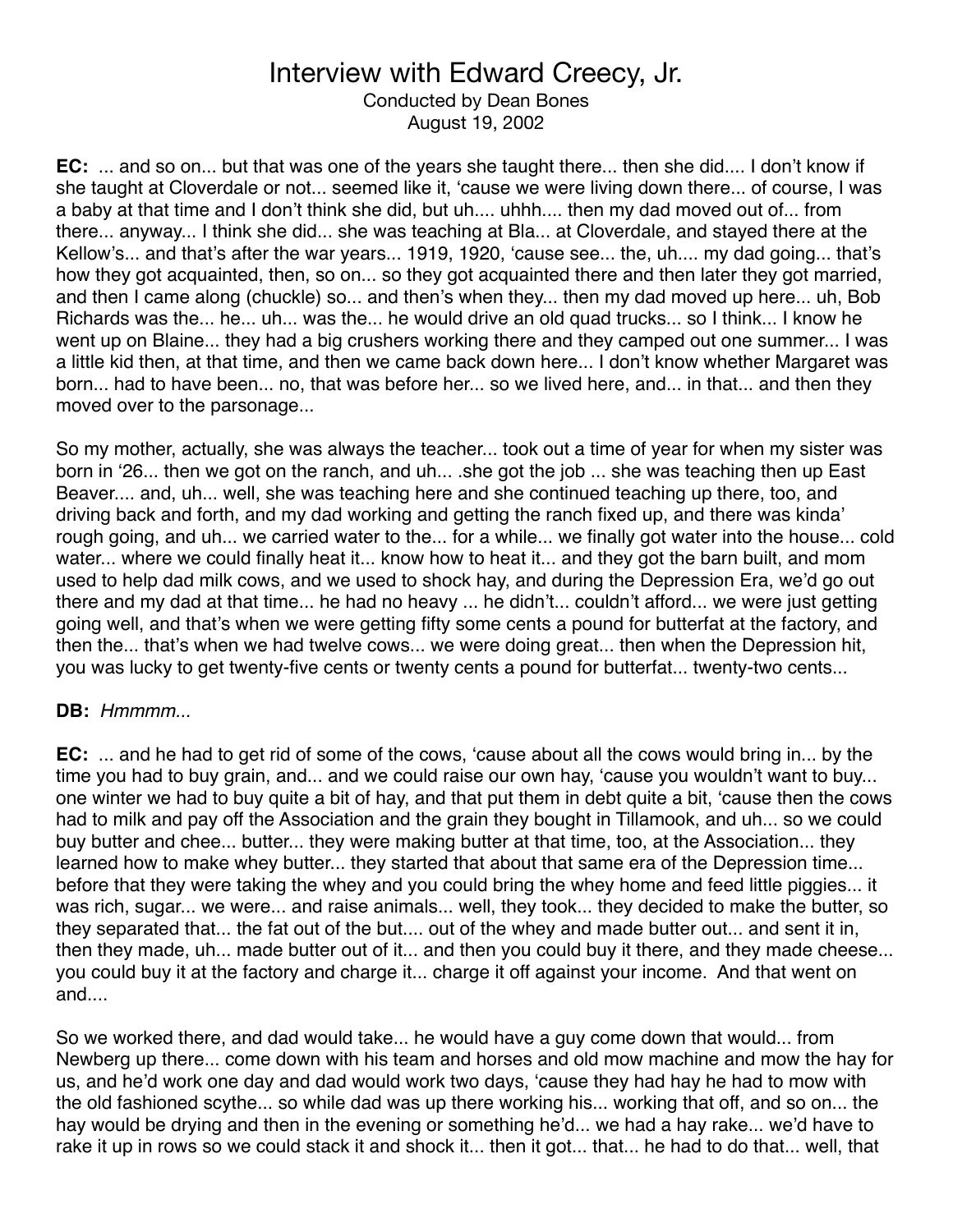# Interview with Edward Creecy, Jr.

Conducted by Dean Bones
August 19, 2002

**EC:** ... and so on... but that was one of the years she taught there... then she did.... I don't know if she taught at Cloverdale or not... seemed like it, 'cause we were living down there... of course, I was a baby at that time and I don't think she did, but uh.... uhhh.... then my dad moved out of... from there... anyway... I think she did... she was teaching at Bla... at Cloverdale, and stayed there at the Kellow's... and that's after the war years... 1919, 1920, 'cause see... the, uh.... my dad going... that's how they got acquainted, then, so on... so they got acquainted there and then later they got married, and then I came along (chuckle) so... and then's when they... then my dad moved up here... uh, Bob Richards was the... he... uh... was the... he would drive an old quad trucks... so I think... I know he went up on Blaine... they had a big crushers working there and they camped out one summer... I was a little kid then, at that time, and then we came back down here... I don't know whether Margaret was born... had to have been... no, that was before her... so we lived here, and... in that... and then they moved over to the parsonage...

So my mother, actually, she was always the teacher... took out a time of year for when my sister was born in '26... then we got on the ranch, and uh... .she got the job ... she was teaching then up East Beaver.... and, uh... well, she was teaching here and she continued teaching up there, too, and driving back and forth, and my dad working and getting the ranch fixed up, and there was kinda' rough going, and uh... we carried water to the... for a while... we finally got water into the house... cold water... where we could finally heat it... know how to heat it... and they got the barn built, and mom used to help dad milk cows, and we used to shock hay, and during the Depression Era, we'd go out there and my dad at that time... he had no heavy ... he didn't... couldn't afford... we were just getting going well, and that's when we were getting fifty some cents a pound for butterfat at the factory, and then the... that's when we had twelve cows... we were doing great... then when the Depression hit, you was lucky to get twenty-five cents or twenty cents a pound for butterfat... twenty-two cents...

**DB:** *Hmmmm...*

**EC:** ... and he had to get rid of some of the cows, 'cause about all the cows would bring in... by the time you had to buy grain, and... and we could raise our own hay, 'cause you wouldn't want to buy... one winter we had to buy quite a bit of hay, and that put them in debt quite a bit, 'cause then the cows had to milk and pay off the Association and the grain they bought in Tillamook, and uh... so we could buy butter and chee... butter... they were making butter at that time, too, at the Association... they learned how to make whey butter... they started that about that same era of the Depression time... before that they were taking the whey and you could bring the whey home and feed little piggies... it was rich, sugar... we were... and raise animals... well, they took... they decided to make the butter, so they separated that... the fat out of the but.... out of the whey and made butter out... and sent it in, then they made, uh... made butter out of it... and then you could buy it there, and they made cheese... you could buy it at the factory and charge it... charge it off against your income. And that went on and....

So we worked there, and dad would take... he would have a guy come down that would... from Newberg up there... come down with his team and horses and old mow machine and mow the hay for us, and he'd work one day and dad would work two days, 'cause they had hay he had to mow with the old fashioned scythe... so while dad was up there working his... working that off, and so on... the hay would be drying and then in the evening or something he'd... we had a hay rake... we'd have to rake it up in rows so we could stack it and shock it... then it got... that... he had to do that... well, that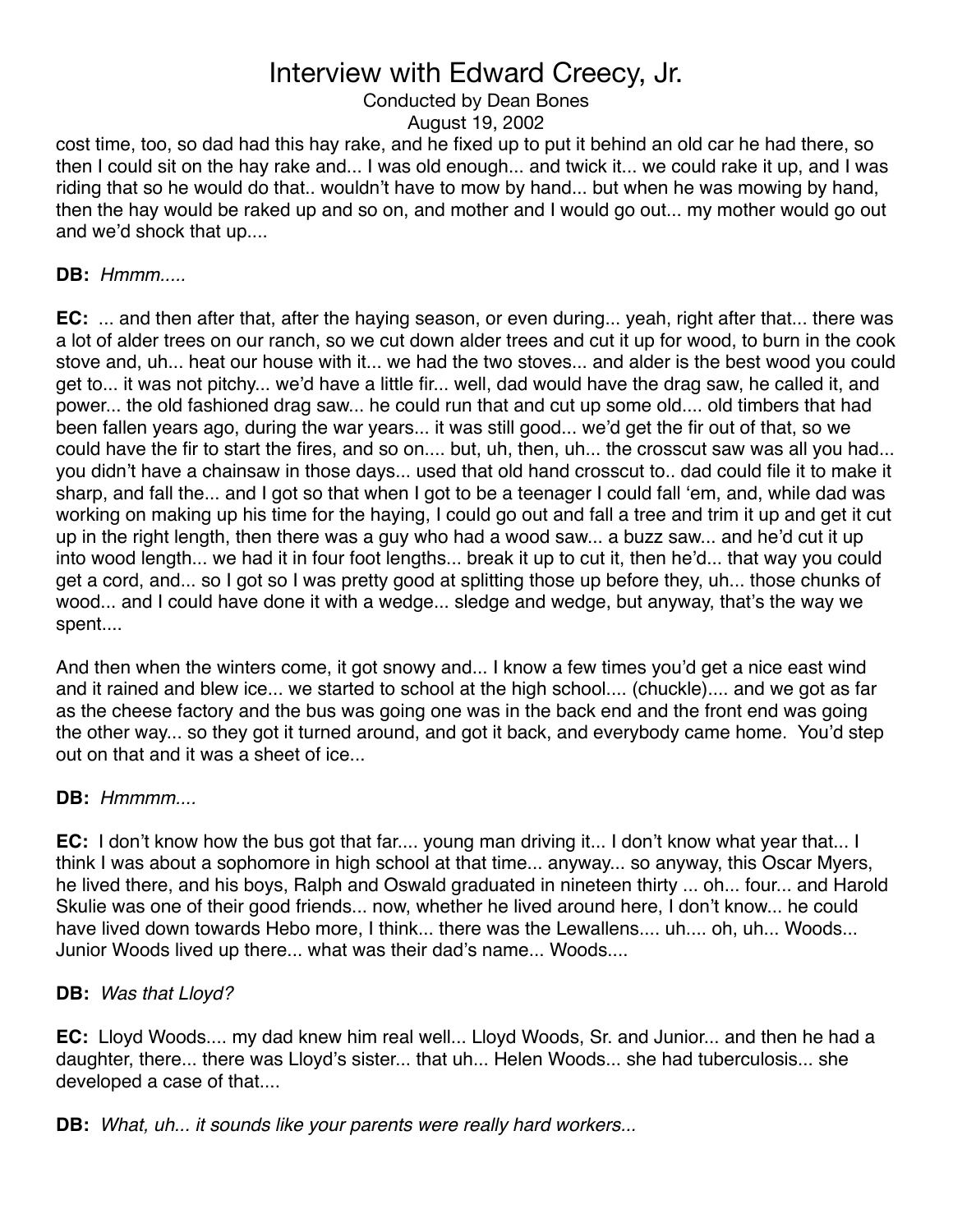cost time, too, so dad had this hay rake, and he fixed up to put it behind an old car he had there, so then I could sit on the hay rake and... I was old enough... and twick it... we could rake it up, and I was riding that so he would do that.. wouldn't have to mow by hand... but when he was mowing by hand, then the hay would be raked up and so on, and mother and I would go out... my mother would go out and we'd shock that up....

**DB:** *Hmmm.....*

**EC:** ... and then after that, after the haying season, or even during... yeah, right after that... there was a lot of alder trees on our ranch, so we cut down alder trees and cut it up for wood, to burn in the cook stove and, uh... heat our house with it... we had the two stoves... and alder is the best wood you could get to... it was not pitchy... we'd have a little fir... well, dad would have the drag saw, he called it, and power... the old fashioned drag saw... he could run that and cut up some old.... old timbers that had been fallen years ago, during the war years... it was still good... we'd get the fir out of that, so we could have the fir to start the fires, and so on.... but, uh, then, uh... the crosscut saw was all you had... you didn't have a chainsaw in those days... used that old hand crosscut to.. dad could file it to make it sharp, and fall the... and I got so that when I got to be a teenager I could fall 'em, and, while dad was working on making up his time for the haying, I could go out and fall a tree and trim it up and get it cut up in the right length, then there was a guy who had a wood saw... a buzz saw... and he'd cut it up into wood length... we had it in four foot lengths... break it up to cut it, then he'd... that way you could get a cord, and... so I got so I was pretty good at splitting those up before they, uh... those chunks of wood... and I could have done it with a wedge... sledge and wedge, but anyway, that's the way we spent....

And then when the winters come, it got snowy and... I know a few times you'd get a nice east wind and it rained and blew ice... we started to school at the high school.... (chuckle).... and we got as far as the cheese factory and the bus was going one was in the back end and the front end was going the other way... so they got it turned around, and got it back, and everybody came home. You'd step out on that and it was a sheet of ice...

**DB:** *Hmmmm....*

**EC:** I don't know how the bus got that far.... young man driving it... I don't know what year that... I think I was about a sophomore in high school at that time... anyway... so anyway, this Oscar Myers, he lived there, and his boys, Ralph and Oswald graduated in nineteen thirty ... oh... four... and Harold Skulie was one of their good friends... now, whether he lived around here, I don't know... he could have lived down towards Hebo more, I think... there was the Lewallens.... uh.... oh, uh... Woods... Junior Woods lived up there... what was their dad's name... Woods....

**DB:** *Was that Lloyd?*

**EC:** Lloyd Woods.... my dad knew him real well... Lloyd Woods, Sr. and Junior... and then he had a daughter, there... there was Lloyd's sister... that uh... Helen Woods... she had tuberculosis... she developed a case of that....

**DB:** *What, uh... it sounds like your parents were really hard workers...*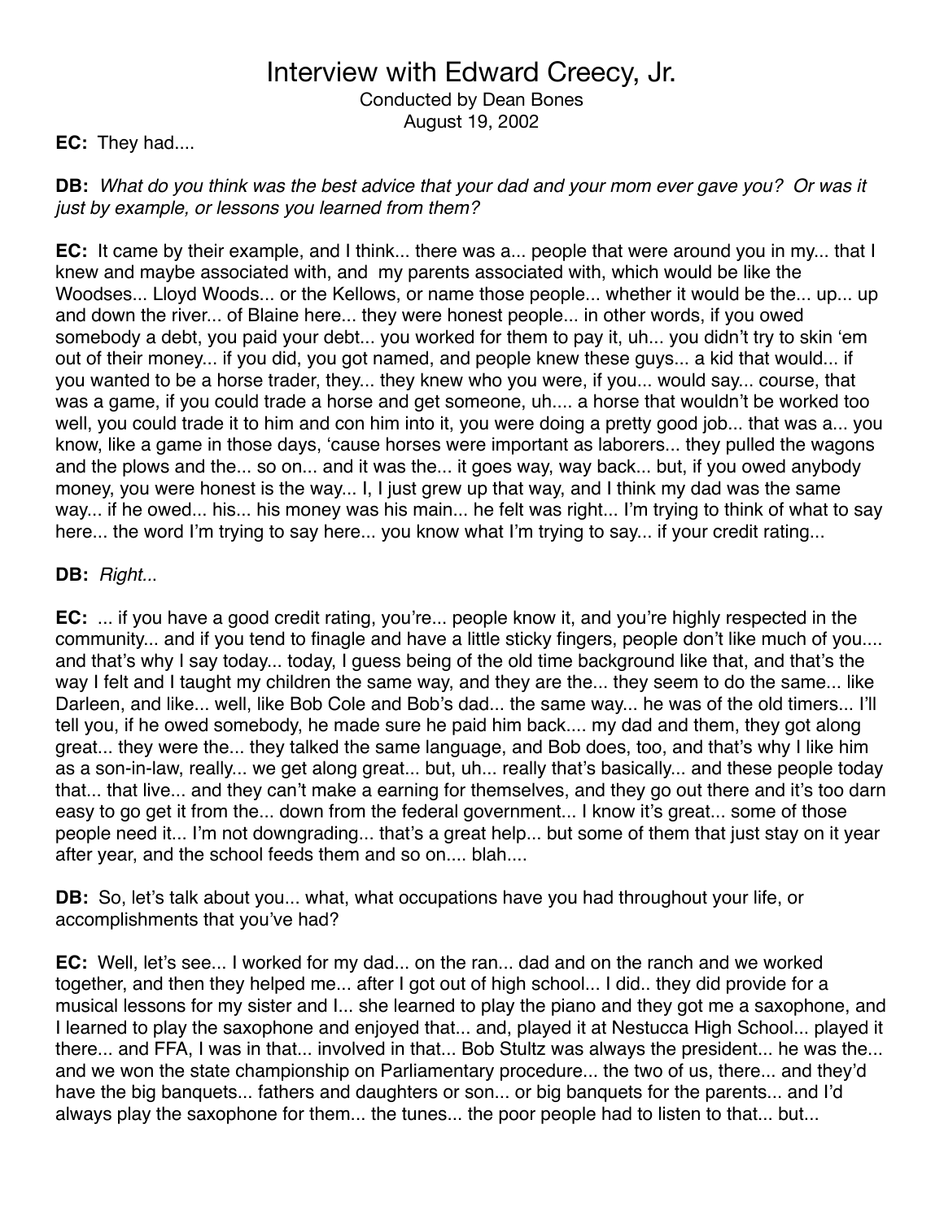**EC:** They had....

**DB:** *What do you think was the best advice that your dad and your mom ever gave you? Or was it just by example, or lessons you learned from them?*

**EC:** It came by their example, and I think... there was a... people that were around you in my... that I knew and maybe associated with, and my parents associated with, which would be like the Woodses... Lloyd Woods... or the Kellows, or name those people... whether it would be the... up... up and down the river... of Blaine here... they were honest people... in other words, if you owed somebody a debt, you paid your debt... you worked for them to pay it, uh... you didn't try to skin 'em out of their money... if you did, you got named, and people knew these guys... a kid that would... if you wanted to be a horse trader, they... they knew who you were, if you... would say... course, that was a game, if you could trade a horse and get someone, uh.... a horse that wouldn't be worked too well, you could trade it to him and con him into it, you were doing a pretty good job... that was a... you know, like a game in those days, 'cause horses were important as laborers... they pulled the wagons and the plows and the... so on... and it was the... it goes way, way back... but, if you owed anybody money, you were honest is the way... I, I just grew up that way, and I think my dad was the same way... if he owed... his... his money was his main... he felt was right... I'm trying to think of what to say here... the word I'm trying to say here... you know what I'm trying to say... if your credit rating...

**DB:** *Right...*

**EC:** ... if you have a good credit rating, you're... people know it, and you're highly respected in the community... and if you tend to finagle and have a little sticky fingers, people don't like much of you.... and that's why I say today... today, I guess being of the old time background like that, and that's the way I felt and I taught my children the same way, and they are the... they seem to do the same... like Darleen, and like... well, like Bob Cole and Bob's dad... the same way... he was of the old timers... I'll tell you, if he owed somebody, he made sure he paid him back.... my dad and them, they got along great... they were the... they talked the same language, and Bob does, too, and that's why I like him as a son-in-law, really... we get along great... but, uh... really that's basically... and these people today that... that live... and they can't make a earning for themselves, and they go out there and it's too darn easy to go get it from the... down from the federal government... I know it's great... some of those people need it... I'm not downgrading... that's a great help... but some of them that just stay on it year after year, and the school feeds them and so on.... blah....

**DB:** So, let's talk about you... what, what occupations have you had throughout your life, or accomplishments that you've had?

**EC:** Well, let's see... I worked for my dad... on the ran... dad and on the ranch and we worked together, and then they helped me... after I got out of high school... I did.. they did provide for a musical lessons for my sister and I... she learned to play the piano and they got me a saxophone, and I learned to play the saxophone and enjoyed that... and, played it at Nestucca High School... played it there... and FFA, I was in that... involved in that... Bob Stultz was always the president... he was the... and we won the state championship on Parliamentary procedure... the two of us, there... and they'd have the big banquets... fathers and daughters or son... or big banquets for the parents... and I'd always play the saxophone for them... the tunes... the poor people had to listen to that... but...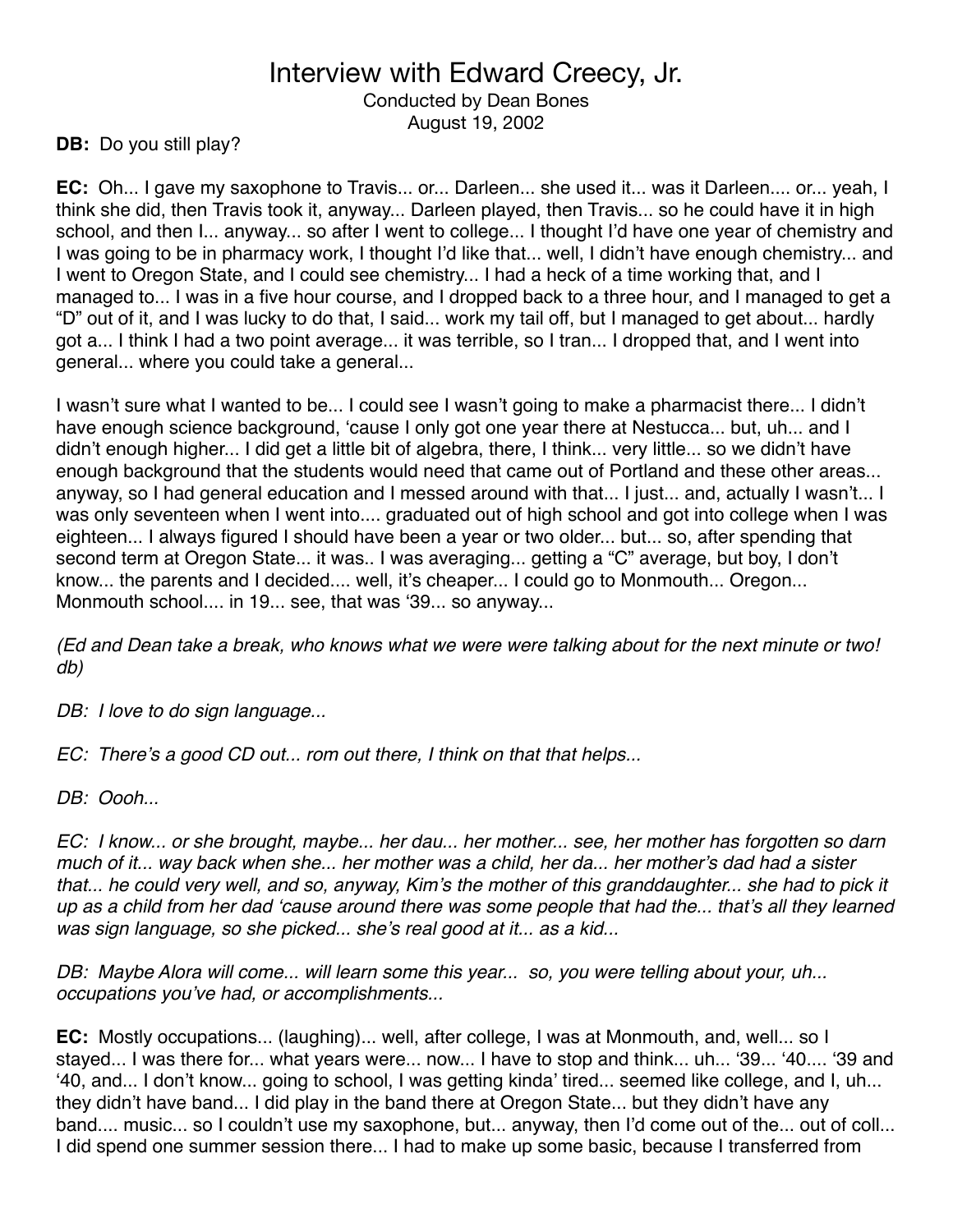# Interview with Edward Creecy, Jr.

Conducted by Dean Bones
August 19, 2002

**DB:** Do you still play?

**EC:** Oh... I gave my saxophone to Travis... or... Darleen... she used it... was it Darleen.... or... yeah, I think she did, then Travis took it, anyway... Darleen played, then Travis... so he could have it in high school, and then I... anyway... so after I went to college... I thought I'd have one year of chemistry and I was going to be in pharmacy work, I thought I'd like that... well, I didn't have enough chemistry... and I went to Oregon State, and I could see chemistry... I had a heck of a time working that, and I managed to... I was in a five hour course, and I dropped back to a three hour, and I managed to get a "D" out of it, and I was lucky to do that, I said... work my tail off, but I managed to get about... hardly got a... I think I had a two point average... it was terrible, so I tran... I dropped that, and I went into general... where you could take a general...

I wasn't sure what I wanted to be... I could see I wasn't going to make a pharmacist there... I didn't have enough science background, 'cause I only got one year there at Nestucca... but, uh... and I didn't enough higher... I did get a little bit of algebra, there, I think... very little... so we didn't have enough background that the students would need that came out of Portland and these other areas... anyway, so I had general education and I messed around with that... I just... and, actually I wasn't... I was only seventeen when I went into.... graduated out of high school and got into college when I was eighteen... I always figured I should have been a year or two older... but... so, after spending that second term at Oregon State... it was.. I was averaging... getting a "C" average, but boy, I don't know... the parents and I decided.... well, it's cheaper... I could go to Monmouth... Oregon... Monmouth school.... in 19... see, that was '39... so anyway...

*(Ed and Dean take a break, who knows what we were were talking about for the next minute or two! db)*

*DB: I love to do sign language...*

*EC: There's a good CD out... rom out there, I think on that that helps...*

*DB: Oooh...*

*EC: I know... or she brought, maybe... her dau... her mother... see, her mother has forgotten so darn much of it... way back when she... her mother was a child, her da... her mother's dad had a sister that... he could very well, and so, anyway, Kim's the mother of this granddaughter... she had to pick it up as a child from her dad 'cause around there was some people that had the... that's all they learned was sign language, so she picked... she's real good at it... as a kid...*

*DB: Maybe Alora will come... will learn some this year... so, you were telling about your, uh... occupations you've had, or accomplishments...*

**EC:** Mostly occupations... (laughing)... well, after college, I was at Monmouth, and, well... so I stayed... I was there for... what years were... now... I have to stop and think... uh... '39... '40.... '39 and '40, and... I don't know... going to school, I was getting kinda' tired... seemed like college, and I, uh... they didn't have band... I did play in the band there at Oregon State... but they didn't have any band.... music... so I couldn't use my saxophone, but... anyway, then I'd come out of the... out of coll... I did spend one summer session there... I had to make up some basic, because I transferred from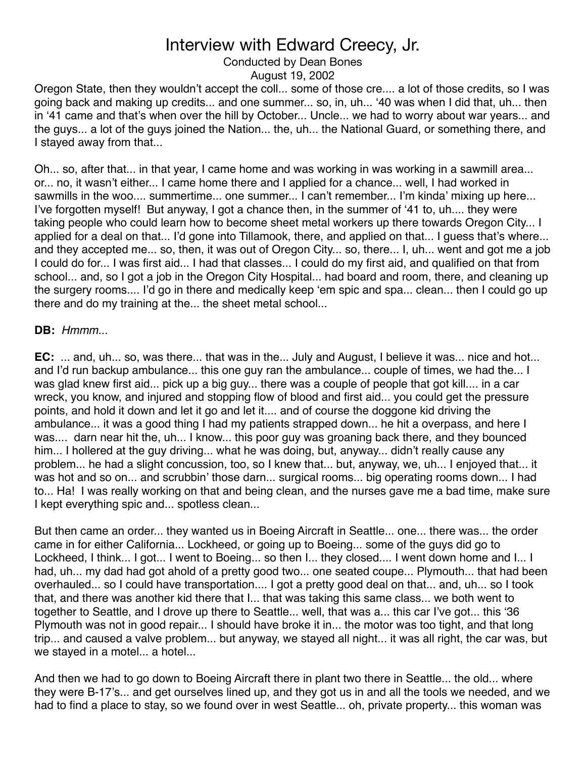Oregon State, then they wouldn't accept the coll... some of those cre.... a lot of those credits, so I was going back and making up credits... and one summer... so, in, uh... '40 was when I did that, uh... then in '41 came and that's when over the hill by October... Uncle... we had to worry about war years... and the guys... a lot of the guys joined the Nation... the, uh... the National Guard, or something there, and I stayed away from that...

Oh... so, after that... in that year, I came home and was working in was working in a sawmill area... or... no, it wasn't either... I came home there and I applied for a chance... well, I had worked in sawmills in the woo.... summertime... one summer... I can't remember... I'm kinda' mixing up here... I've forgotten myself! But anyway, I got a chance then, in the summer of '41 to, uh.... they were taking people who could learn how to become sheet metal workers up there towards Oregon City... I applied for a deal on that... I'd gone into Tillamook, there, and applied on that... I guess that's where... and they accepted me... so, then, it was out of Oregon City... so, there... I, uh... went and got me a job I could do for... I was first aid... I had that classes... I could do my first aid, and qualified on that from school... and, so I got a job in the Oregon City Hospital... had board and room, there, and cleaning up the surgery rooms.... I'd go in there and medically keep 'em spic and spa... clean... then I could go up there and do my training at the... the sheet metal school...

**DB:** *Hmmm...*

**EC:** ... and, uh... so, was there... that was in the... July and August, I believe it was... nice and hot... and I'd run backup ambulance... this one guy ran the ambulance... couple of times, we had the... I was glad knew first aid... pick up a big guy... there was a couple of people that got kill.... in a car wreck, you know, and injured and stopping flow of blood and first aid... you could get the pressure points, and hold it down and let it go and let it.... and of course the doggone kid driving the ambulance... it was a good thing I had my patients strapped down... he hit a overpass, and here I was.... darn near hit the, uh... I know... this poor guy was groaning back there, and they bounced him... I hollered at the guy driving... what he was doing, but, anyway... didn't really cause any problem... he had a slight concussion, too, so I knew that... but, anyway, we, uh... I enjoyed that... it was hot and so on... and scrubbin' those darn... surgical rooms... big operating rooms down... I had to... Ha! I was really working on that and being clean, and the nurses gave me a bad time, make sure I kept everything spic and... spotless clean...

But then came an order... they wanted us in Boeing Aircraft in Seattle... one... there was... the order came in for either California... Lockheed, or going up to Boeing... some of the guys did go to Lockheed, I think... I got... I went to Boeing... so then I... they closed.... I went down home and I... I had, uh... my dad had got ahold of a pretty good two... one seated coupe... Plymouth... that had been overhauled... so I could have transportation.... I got a pretty good deal on that... and, uh... so I took that, and there was another kid there that I... that was taking this same class... we both went to together to Seattle, and I drove up there to Seattle... well, that was a... this car I've got... this '36 Plymouth was not in good repair... I should have broke it in... the motor was too tight, and that long trip... and caused a valve problem... but anyway, we stayed all night... it was all right, the car was, but we stayed in a motel... a hotel...

And then we had to go down to Boeing Aircraft there in plant two there in Seattle... the old... where they were B-17's... and get ourselves lined up, and they got us in and all the tools we needed, and we had to find a place to stay, so we found over in west Seattle... oh, private property... this woman was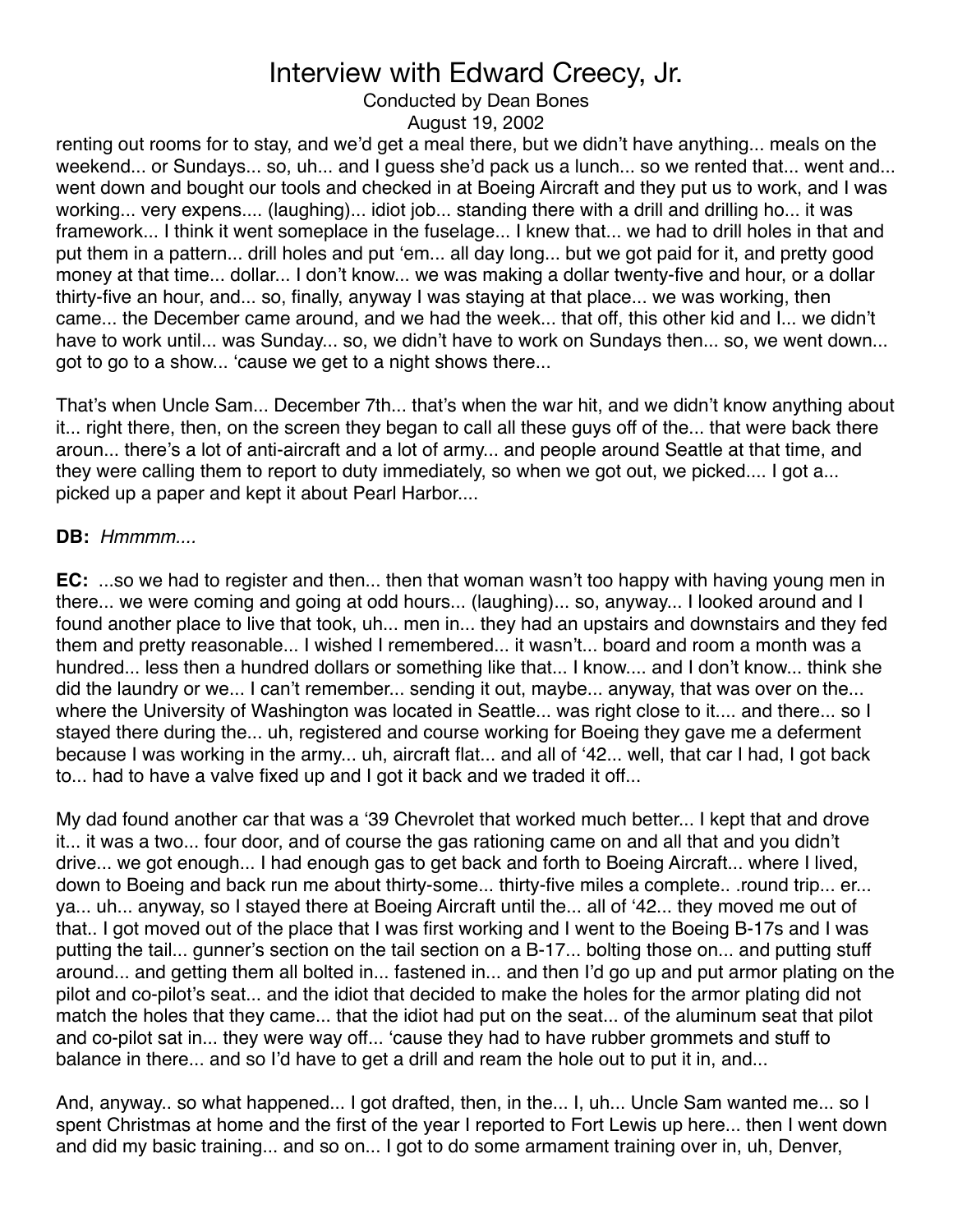renting out rooms for to stay, and we'd get a meal there, but we didn't have anything... meals on the weekend... or Sundays... so, uh... and I guess she'd pack us a lunch... so we rented that... went and... went down and bought our tools and checked in at Boeing Aircraft and they put us to work, and I was working... very expens.... (laughing)... idiot job... standing there with a drill and drilling ho... it was framework... I think it went someplace in the fuselage... I knew that... we had to drill holes in that and put them in a pattern... drill holes and put 'em... all day long... but we got paid for it, and pretty good money at that time... dollar... I don't know... we was making a dollar twenty-five and hour, or a dollar thirty-five an hour, and... so, finally, anyway I was staying at that place... we was working, then came... the December came around, and we had the week... that off, this other kid and I... we didn't have to work until... was Sunday... so, we didn't have to work on Sundays then... so, we went down... got to go to a show... 'cause we get to a night shows there...

That's when Uncle Sam... December 7th... that's when the war hit, and we didn't know anything about it... right there, then, on the screen they began to call all these guys off of the... that were back there aroun... there's a lot of anti-aircraft and a lot of army... and people around Seattle at that time, and they were calling them to report to duty immediately, so when we got out, we picked.... I got a... picked up a paper and kept it about Pearl Harbor....

**DB:** *Hmmmm....*

**EC:** ...so we had to register and then... then that woman wasn't too happy with having young men in there... we were coming and going at odd hours... (laughing)... so, anyway... I looked around and I found another place to live that took, uh... men in... they had an upstairs and downstairs and they fed them and pretty reasonable... I wished I remembered... it wasn't... board and room a month was a hundred... less then a hundred dollars or something like that... I know.... and I don't know... think she did the laundry or we... I can't remember... sending it out, maybe... anyway, that was over on the... where the University of Washington was located in Seattle... was right close to it.... and there... so I stayed there during the... uh, registered and course working for Boeing they gave me a deferment because I was working in the army... uh, aircraft flat... and all of '42... well, that car I had, I got back to... had to have a valve fixed up and I got it back and we traded it off...

My dad found another car that was a '39 Chevrolet that worked much better... I kept that and drove it... it was a two... four door, and of course the gas rationing came on and all that and you didn't drive... we got enough... I had enough gas to get back and forth to Boeing Aircraft... where I lived, down to Boeing and back run me about thirty-some... thirty-five miles a complete.. .round trip... er... ya... uh... anyway, so I stayed there at Boeing Aircraft until the... all of '42... they moved me out of that.. I got moved out of the place that I was first working and I went to the Boeing B-17s and I was putting the tail... gunner's section on the tail section on a B-17... bolting those on... and putting stuff around... and getting them all bolted in... fastened in... and then I'd go up and put armor plating on the pilot and co-pilot's seat... and the idiot that decided to make the holes for the armor plating did not match the holes that they came... that the idiot had put on the seat... of the aluminum seat that pilot and co-pilot sat in... they were way off... 'cause they had to have rubber grommets and stuff to balance in there... and so I'd have to get a drill and ream the hole out to put it in, and...

And, anyway.. so what happened... I got drafted, then, in the... I, uh... Uncle Sam wanted me... so I spent Christmas at home and the first of the year I reported to Fort Lewis up here... then I went down and did my basic training... and so on... I got to do some armament training over in, uh, Denver,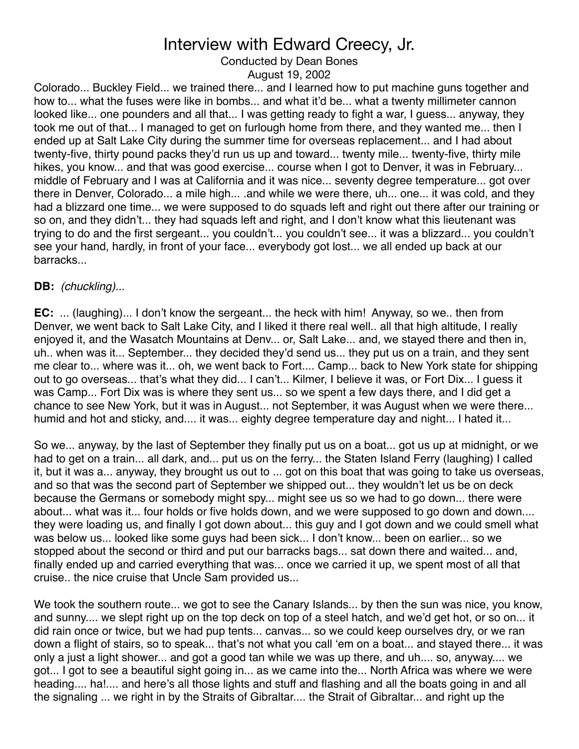Colorado... Buckley Field... we trained there... and I learned how to put machine guns together and how to... what the fuses were like in bombs... and what it'd be... what a twenty millimeter cannon looked like... one pounders and all that... I was getting ready to fight a war, I guess... anyway, they took me out of that... I managed to get on furlough home from there, and they wanted me... then I ended up at Salt Lake City during the summer time for overseas replacement... and I had about twenty-five, thirty pound packs they'd run us up and toward... twenty mile... twenty-five, thirty mile hikes, you know... and that was good exercise... course when I got to Denver, it was in February... middle of February and I was at California and it was nice... seventy degree temperature... got over there in Denver, Colorado... a mile high... .and while we were there, uh... one... it was cold, and they had a blizzard one time... we were supposed to do squads left and right out there after our training or so on, and they didn't... they had squads left and right, and I don't know what this lieutenant was trying to do and the first sergeant... you couldn't... you couldn't see... it was a blizzard... you couldn't see your hand, hardly, in front of your face... everybody got lost... we all ended up back at our barracks...

**DB:** *(chuckling)...*

**EC:** ... (laughing)... I don't know the sergeant... the heck with him! Anyway, so we.. then from Denver, we went back to Salt Lake City, and I liked it there real well.. all that high altitude, I really enjoyed it, and the Wasatch Mountains at Denv... or, Salt Lake... and, we stayed there and then in, uh.. when was it... September... they decided they'd send us... they put us on a train, and they sent me clear to... where was it... oh, we went back to Fort.... Camp... back to New York state for shipping out to go overseas... that's what they did... I can't... Kilmer, I believe it was, or Fort Dix... I guess it was Camp... Fort Dix was is where they sent us... so we spent a few days there, and I did get a chance to see New York, but it was in August... not September, it was August when we were there... humid and hot and sticky, and.... it was... eighty degree temperature day and night... I hated it...

So we... anyway, by the last of September they finally put us on a boat... got us up at midnight, or we had to get on a train... all dark, and... put us on the ferry... the Staten Island Ferry (laughing) I called it, but it was a... anyway, they brought us out to ... got on this boat that was going to take us overseas, and so that was the second part of September we shipped out... they wouldn't let us be on deck because the Germans or somebody might spy... might see us so we had to go down... there were about... what was it... four holds or five holds down, and we were supposed to go down and down.... they were loading us, and finally I got down about... this guy and I got down and we could smell what was below us... looked like some guys had been sick... I don't know... been on earlier... so we stopped about the second or third and put our barracks bags... sat down there and waited... and, finally ended up and carried everything that was... once we carried it up, we spent most of all that cruise.. the nice cruise that Uncle Sam provided us...

We took the southern route... we got to see the Canary Islands... by then the sun was nice, you know, and sunny.... we slept right up on the top deck on top of a steel hatch, and we'd get hot, or so on... it did rain once or twice, but we had pup tents... canvas... so we could keep ourselves dry, or we ran down a flight of stairs, so to speak... that's not what you call 'em on a boat... and stayed there... it was only a just a light shower... and got a good tan while we was up there, and uh.... so, anyway.... we got... I got to see a beautiful sight going in... as we came into the... North Africa was where we were heading.... ha!.... and here's all those lights and stuff and flashing and all the boats going in and all the signaling ... we right in by the Straits of Gibraltar.... the Strait of Gibraltar... and right up the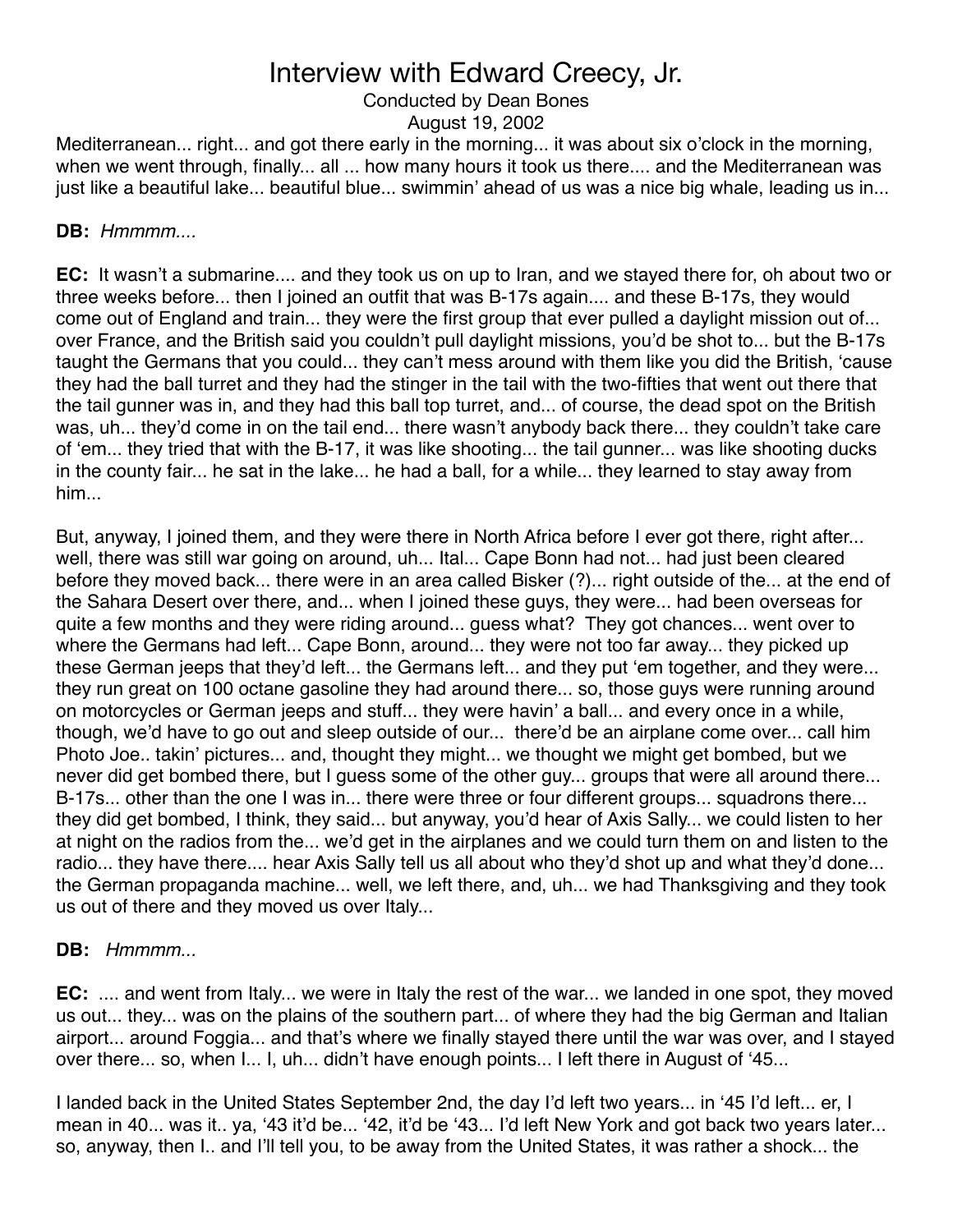Mediterranean... right... and got there early in the morning... it was about six o'clock in the morning, when we went through, finally... all ... how many hours it took us there.... and the Mediterranean was just like a beautiful lake... beautiful blue... swimmin' ahead of us was a nice big whale, leading us in...

**DB:** *Hmmmm....*

**EC:** It wasn't a submarine.... and they took us on up to Iran, and we stayed there for, oh about two or three weeks before... then I joined an outfit that was B-17s again.... and these B-17s, they would come out of England and train... they were the first group that ever pulled a daylight mission out of... over France, and the British said you couldn't pull daylight missions, you'd be shot to... but the B-17s taught the Germans that you could... they can't mess around with them like you did the British, 'cause they had the ball turret and they had the stinger in the tail with the two-fifties that went out there that the tail gunner was in, and they had this ball top turret, and... of course, the dead spot on the British was, uh... they'd come in on the tail end... there wasn't anybody back there... they couldn't take care of 'em... they tried that with the B-17, it was like shooting... the tail gunner... was like shooting ducks in the county fair... he sat in the lake... he had a ball, for a while... they learned to stay away from him...

But, anyway, I joined them, and they were there in North Africa before I ever got there, right after... well, there was still war going on around, uh... Ital... Cape Bonn had not... had just been cleared before they moved back... there were in an area called Bisker (?)... right outside of the... at the end of the Sahara Desert over there, and... when I joined these guys, they were... had been overseas for quite a few months and they were riding around... guess what? They got chances... went over to where the Germans had left... Cape Bonn, around... they were not too far away... they picked up these German jeeps that they'd left... the Germans left... and they put 'em together, and they were... they run great on 100 octane gasoline they had around there... so, those guys were running around on motorcycles or German jeeps and stuff... they were havin' a ball... and every once in a while, though, we'd have to go out and sleep outside of our... there'd be an airplane come over... call him Photo Joe.. takin' pictures... and, thought they might... we thought we might get bombed, but we never did get bombed there, but I guess some of the other guy... groups that were all around there... B-17s... other than the one I was in... there were three or four different groups... squadrons there... they did get bombed, I think, they said... but anyway, you'd hear of Axis Sally... we could listen to her at night on the radios from the... we'd get in the airplanes and we could turn them on and listen to the radio... they have there.... hear Axis Sally tell us all about who they'd shot up and what they'd done... the German propaganda machine... well, we left there, and, uh... we had Thanksgiving and they took us out of there and they moved us over Italy...

**DB:** *Hmmmm...*

**EC:** .... and went from Italy... we were in Italy the rest of the war... we landed in one spot, they moved us out... they... was on the plains of the southern part... of where they had the big German and Italian airport... around Foggia... and that's where we finally stayed there until the war was over, and I stayed over there... so, when I... I, uh... didn't have enough points... I left there in August of '45...

I landed back in the United States September 2nd, the day I'd left two years... in '45 I'd left... er, I mean in 40... was it.. ya, '43 it'd be... '42, it'd be '43... I'd left New York and got back two years later... so, anyway, then I.. and I'll tell you, to be away from the United States, it was rather a shock... the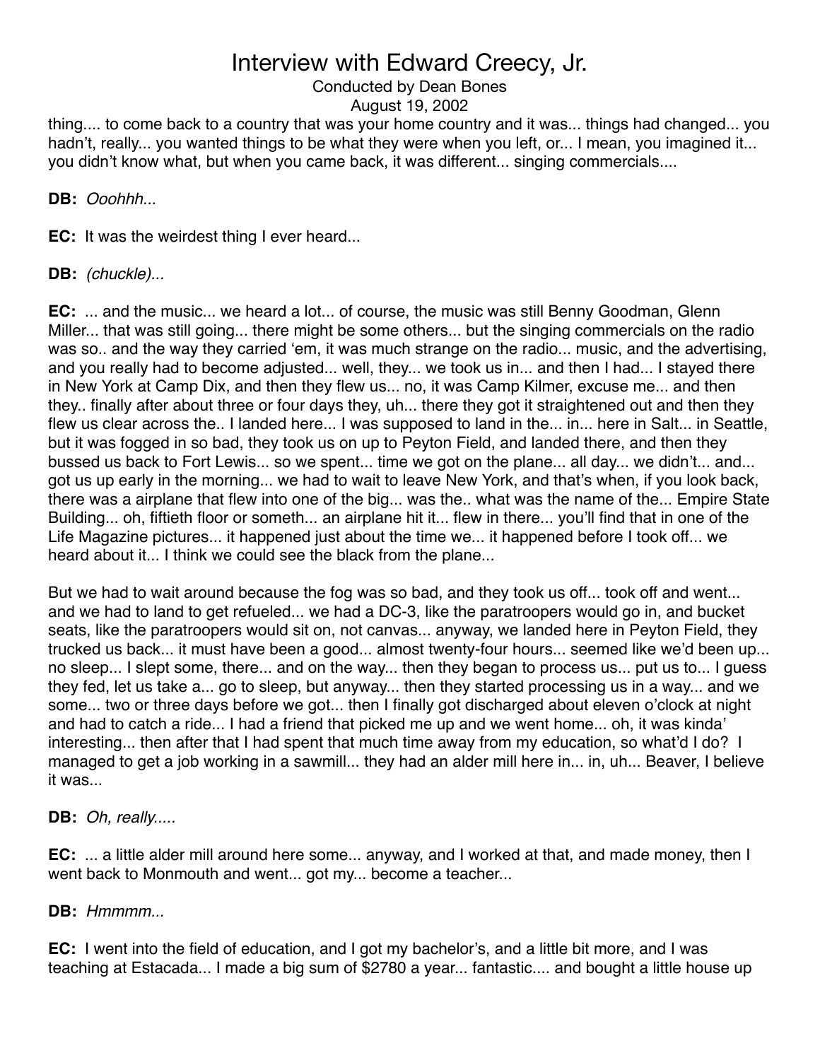thing.... to come back to a country that was your home country and it was... things had changed... you hadn't, really... you wanted things to be what they were when you left, or... I mean, you imagined it... you didn't know what, but when you came back, it was different... singing commercials....

**DB:** *Ooohhh...*

**EC:** It was the weirdest thing I ever heard...

**DB:** *(chuckle)...*

**EC:** ... and the music... we heard a lot... of course, the music was still Benny Goodman, Glenn Miller... that was still going... there might be some others... but the singing commercials on the radio was so.. and the way they carried 'em, it was much strange on the radio... music, and the advertising, and you really had to become adjusted... well, they... we took us in... and then I had... I stayed there in New York at Camp Dix, and then they flew us... no, it was Camp Kilmer, excuse me... and then they.. finally after about three or four days they, uh... there they got it straightened out and then they flew us clear across the.. I landed here... I was supposed to land in the... in... here in Salt... in Seattle, but it was fogged in so bad, they took us on up to Peyton Field, and landed there, and then they bussed us back to Fort Lewis... so we spent... time we got on the plane... all day... we didn't... and... got us up early in the morning... we had to wait to leave New York, and that's when, if you look back, there was a airplane that flew into one of the big... was the.. what was the name of the... Empire State Building... oh, fiftieth floor or someth... an airplane hit it... flew in there... you'll find that in one of the Life Magazine pictures... it happened just about the time we... it happened before I took off... we heard about it... I think we could see the black from the plane...

But we had to wait around because the fog was so bad, and they took us off... took off and went... and we had to land to get refueled... we had a DC-3, like the paratroopers would go in, and bucket seats, like the paratroopers would sit on, not canvas... anyway, we landed here in Peyton Field, they trucked us back... it must have been a good... almost twenty-four hours... seemed like we'd been up... no sleep... I slept some, there... and on the way... then they began to process us... put us to... I guess they fed, let us take a... go to sleep, but anyway... then they started processing us in a way... and we some... two or three days before we got... then I finally got discharged about eleven o'clock at night and had to catch a ride... I had a friend that picked me up and we went home... oh, it was kinda' interesting... then after that I had spent that much time away from my education, so what'd I do? I managed to get a job working in a sawmill... they had an alder mill here in... in, uh... Beaver, I believe it was...

**DB:** *Oh, really.....*

**EC:** ... a little alder mill around here some... anyway, and I worked at that, and made money, then I went back to Monmouth and went... got my... become a teacher...

**DB:** *Hmmmm...*

**EC:** I went into the field of education, and I got my bachelor's, and a little bit more, and I was teaching at Estacada... I made a big sum of $2780 a year... fantastic.... and bought a little house up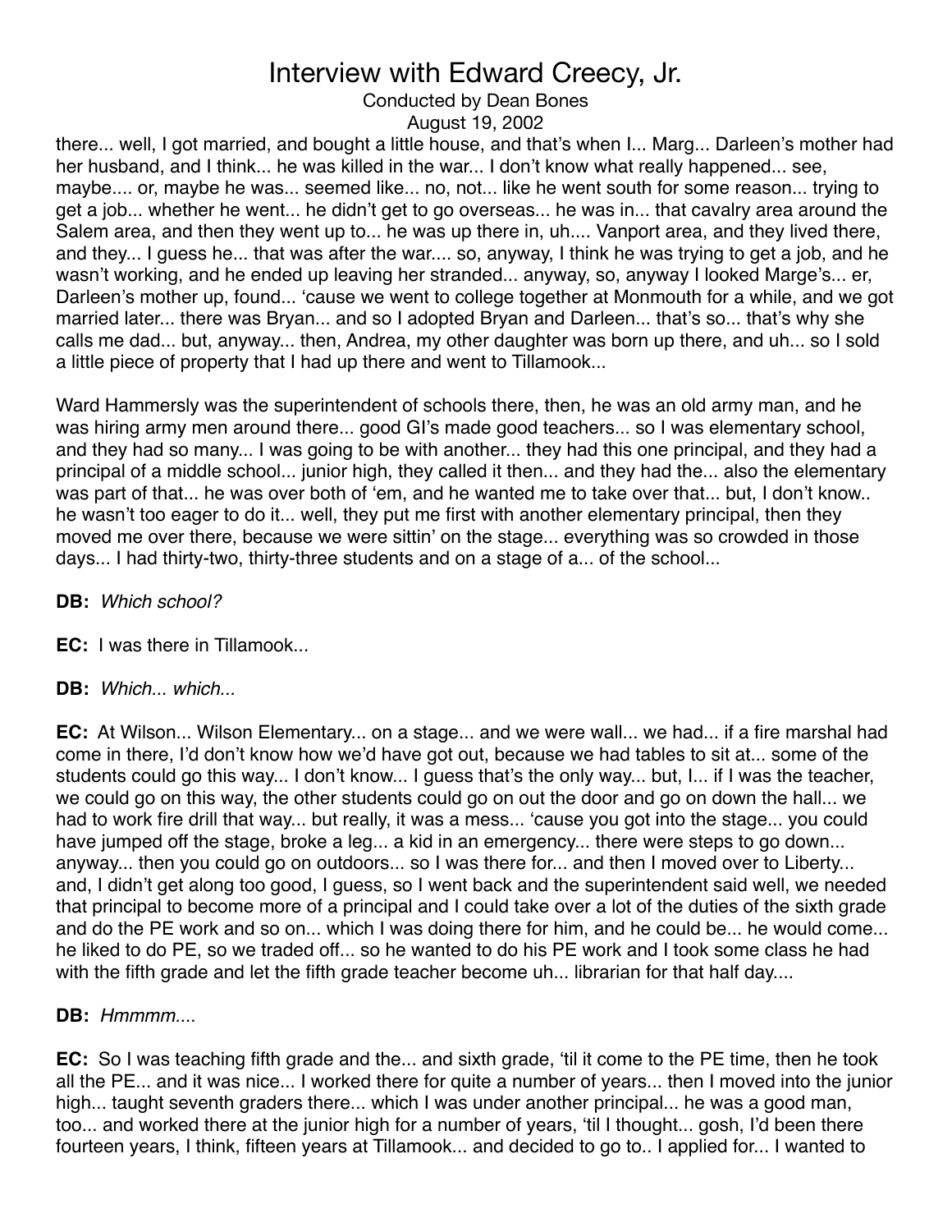there... well, I got married, and bought a little house, and that's when I... Marg... Darleen's mother had her husband, and I think... he was killed in the war... I don't know what really happened... see, maybe.... or, maybe he was... seemed like... no, not... like he went south for some reason... trying to get a job... whether he went... he didn't get to go overseas... he was in... that cavalry area around the Salem area, and then they went up to... he was up there in, uh.... Vanport area, and they lived there, and they... I guess he... that was after the war.... so, anyway, I think he was trying to get a job, and he wasn't working, and he ended up leaving her stranded... anyway, so, anyway I looked Marge's... er, Darleen's mother up, found... 'cause we went to college together at Monmouth for a while, and we got married later... there was Bryan... and so I adopted Bryan and Darleen... that's so... that's why she calls me dad... but, anyway... then, Andrea, my other daughter was born up there, and uh... so I sold a little piece of property that I had up there and went to Tillamook...

Ward Hammersly was the superintendent of schools there, then, he was an old army man, and he was hiring army men around there... good GI's made good teachers... so I was elementary school, and they had so many... I was going to be with another... they had this one principal, and they had a principal of a middle school... junior high, they called it then... and they had the... also the elementary was part of that... he was over both of 'em, and he wanted me to take over that... but, I don't know.. he wasn't too eager to do it... well, they put me first with another elementary principal, then they moved me over there, because we were sittin' on the stage... everything was so crowded in those days... I had thirty-two, thirty-three students and on a stage of a... of the school...

**DB:** *Which school?*

**EC:** I was there in Tillamook...

**DB:** *Which... which...*

**EC:** At Wilson... Wilson Elementary... on a stage... and we were wall... we had... if a fire marshal had come in there, I'd don't know how we'd have got out, because we had tables to sit at... some of the students could go this way... I don't know... I guess that's the only way... but, I... if I was the teacher, we could go on this way, the other students could go on out the door and go on down the hall... we had to work fire drill that way... but really, it was a mess... 'cause you got into the stage... you could have jumped off the stage, broke a leg... a kid in an emergency... there were steps to go down... anyway... then you could go on outdoors... so I was there for... and then I moved over to Liberty... and, I didn't get along too good, I guess, so I went back and the superintendent said well, we needed that principal to become more of a principal and I could take over a lot of the duties of the sixth grade and do the PE work and so on... which I was doing there for him, and he could be... he would come... he liked to do PE, so we traded off... so he wanted to do his PE work and I took some class he had with the fifth grade and let the fifth grade teacher become uh... librarian for that half day....

**DB:** *Hmmmm....*

**EC:** So I was teaching fifth grade and the... and sixth grade, 'til it come to the PE time, then he took all the PE... and it was nice... I worked there for quite a number of years... then I moved into the junior high... taught seventh graders there... which I was under another principal... he was a good man, too... and worked there at the junior high for a number of years, 'til I thought... gosh, I'd been there fourteen years, I think, fifteen years at Tillamook... and decided to go to.. I applied for... I wanted to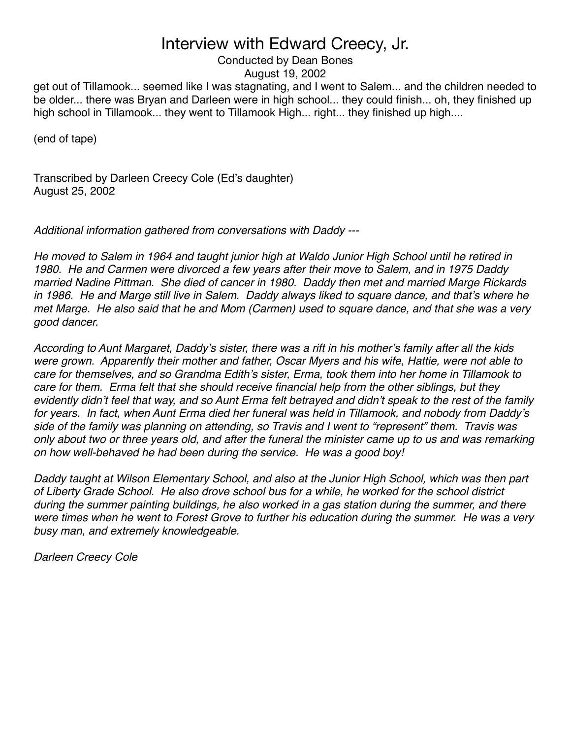get out of Tillamook... seemed like I was stagnating, and I went to Salem... and the children needed to be older... there was Bryan and Darleen were in high school... they could finish... oh, they finished up high school in Tillamook... they went to Tillamook High... right... they finished up high....

(end of tape)

Transcribed by Darleen Creecy Cole (Ed's daughter)
August 25, 2002

*Additional information gathered from conversations with Daddy ---*

*He moved to Salem in 1964 and taught junior high at Waldo Junior High School until he retired in 1980. He and Carmen were divorced a few years after their move to Salem, and in 1975 Daddy married Nadine Pittman. She died of cancer in 1980. Daddy then met and married Marge Rickards in 1986. He and Marge still live in Salem. Daddy always liked to square dance, and that's where he met Marge. He also said that he and Mom (Carmen) used to square dance, and that she was a very good dancer.*

*According to Aunt Margaret, Daddy's sister, there was a rift in his mother's family after all the kids were grown. Apparently their mother and father, Oscar Myers and his wife, Hattie, were not able to care for themselves, and so Grandma Edith's sister, Erma, took them into her home in Tillamook to care for them. Erma felt that she should receive financial help from the other siblings, but they evidently didn't feel that way, and so Aunt Erma felt betrayed and didn't speak to the rest of the family for years. In fact, when Aunt Erma died her funeral was held in Tillamook, and nobody from Daddy's side of the family was planning on attending, so Travis and I went to "represent" them. Travis was only about two or three years old, and after the funeral the minister came up to us and was remarking on how well-behaved he had been during the service. He was a good boy!*

*Daddy taught at Wilson Elementary School, and also at the Junior High School, which was then part of Liberty Grade School. He also drove school bus for a while, he worked for the school district during the summer painting buildings, he also worked in a gas station during the summer, and there were times when he went to Forest Grove to further his education during the summer. He was a very busy man, and extremely knowledgeable.*

*Darleen Creecy Cole*